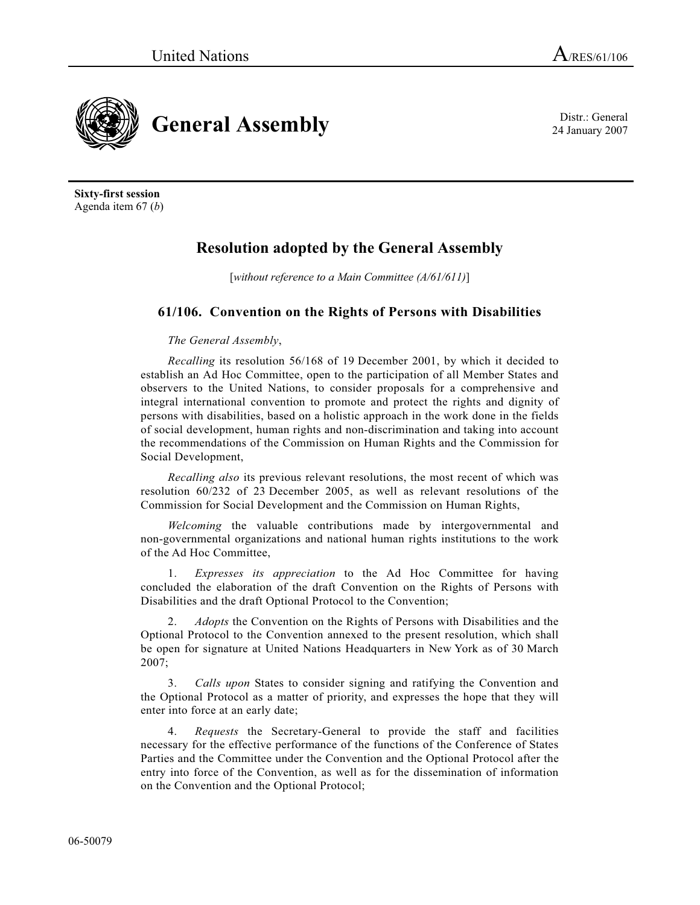United Nations A/RES/61/106

# General Assembly

Distr.: General
24 January 2007

**Sixty-first session**
Agenda item 67 (*b*)

## Resolution adopted by the General Assembly

[*without reference to a Main Committee (A/61/611)*]

### 61/106. Convention on the Rights of Persons with Disabilities

*The General Assembly*,

*Recalling* its resolution 56/168 of 19 December 2001, by which it decided to establish an Ad Hoc Committee, open to the participation of all Member States and observers to the United Nations, to consider proposals for a comprehensive and integral international convention to promote and protect the rights and dignity of persons with disabilities, based on a holistic approach in the work done in the fields of social development, human rights and non-discrimination and taking into account the recommendations of the Commission on Human Rights and the Commission for Social Development,

*Recalling also* its previous relevant resolutions, the most recent of which was resolution 60/232 of 23 December 2005, as well as relevant resolutions of the Commission for Social Development and the Commission on Human Rights,

*Welcoming* the valuable contributions made by intergovernmental and non-governmental organizations and national human rights institutions to the work of the Ad Hoc Committee,

1. *Expresses its appreciation* to the Ad Hoc Committee for having concluded the elaboration of the draft Convention on the Rights of Persons with Disabilities and the draft Optional Protocol to the Convention;

2. *Adopts* the Convention on the Rights of Persons with Disabilities and the Optional Protocol to the Convention annexed to the present resolution, which shall be open for signature at United Nations Headquarters in New York as of 30 March 2007;

3. *Calls upon* States to consider signing and ratifying the Convention and the Optional Protocol as a matter of priority, and expresses the hope that they will enter into force at an early date;

4. *Requests* the Secretary-General to provide the staff and facilities necessary for the effective performance of the functions of the Conference of States Parties and the Committee under the Convention and the Optional Protocol after the entry into force of the Convention, as well as for the dissemination of information on the Convention and the Optional Protocol;

06-50079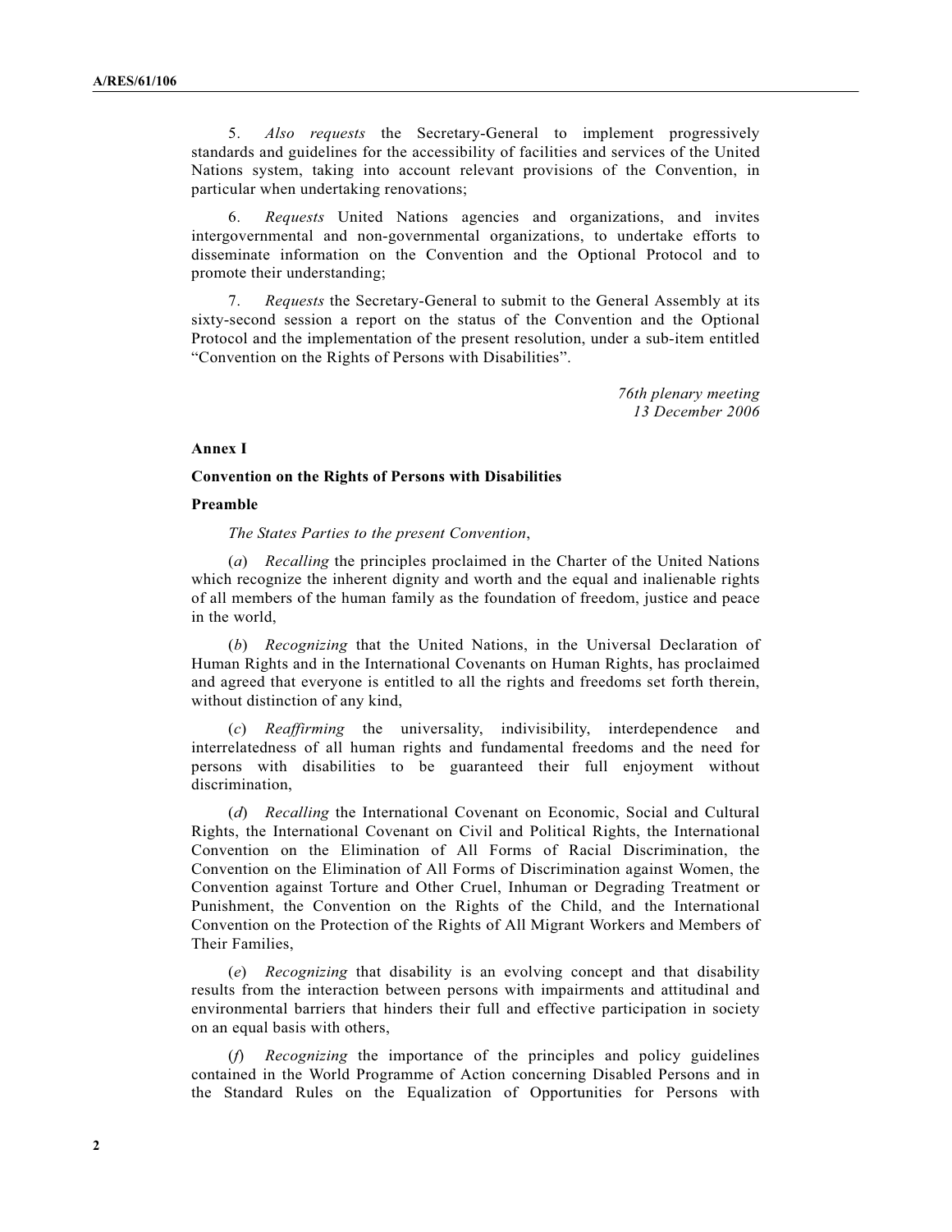5. *Also requests* the Secretary-General to implement progressively standards and guidelines for the accessibility of facilities and services of the United Nations system, taking into account relevant provisions of the Convention, in particular when undertaking renovations;

6. *Requests* United Nations agencies and organizations, and invites intergovernmental and non-governmental organizations, to undertake efforts to disseminate information on the Convention and the Optional Protocol and to promote their understanding;

7. *Requests* the Secretary-General to submit to the General Assembly at its sixty-second session a report on the status of the Convention and the Optional Protocol and the implementation of the present resolution, under a sub-item entitled "Convention on the Rights of Persons with Disabilities".

*76th plenary meeting*
*13 December 2006*

**Annex I**

**Convention on the Rights of Persons with Disabilities**

**Preamble**

*The States Parties to the present Convention*,

(*a*) *Recalling* the principles proclaimed in the Charter of the United Nations which recognize the inherent dignity and worth and the equal and inalienable rights of all members of the human family as the foundation of freedom, justice and peace in the world,

(*b*) *Recognizing* that the United Nations, in the Universal Declaration of Human Rights and in the International Covenants on Human Rights, has proclaimed and agreed that everyone is entitled to all the rights and freedoms set forth therein, without distinction of any kind,

(*c*) *Reaffirming* the universality, indivisibility, interdependence and interrelatedness of all human rights and fundamental freedoms and the need for persons with disabilities to be guaranteed their full enjoyment without discrimination,

(*d*) *Recalling* the International Covenant on Economic, Social and Cultural Rights, the International Covenant on Civil and Political Rights, the International Convention on the Elimination of All Forms of Racial Discrimination, the Convention on the Elimination of All Forms of Discrimination against Women, the Convention against Torture and Other Cruel, Inhuman or Degrading Treatment or Punishment, the Convention on the Rights of the Child, and the International Convention on the Protection of the Rights of All Migrant Workers and Members of Their Families,

(*e*) *Recognizing* that disability is an evolving concept and that disability results from the interaction between persons with impairments and attitudinal and environmental barriers that hinders their full and effective participation in society on an equal basis with others,

(*f*) *Recognizing* the importance of the principles and policy guidelines contained in the World Programme of Action concerning Disabled Persons and in the Standard Rules on the Equalization of Opportunities for Persons with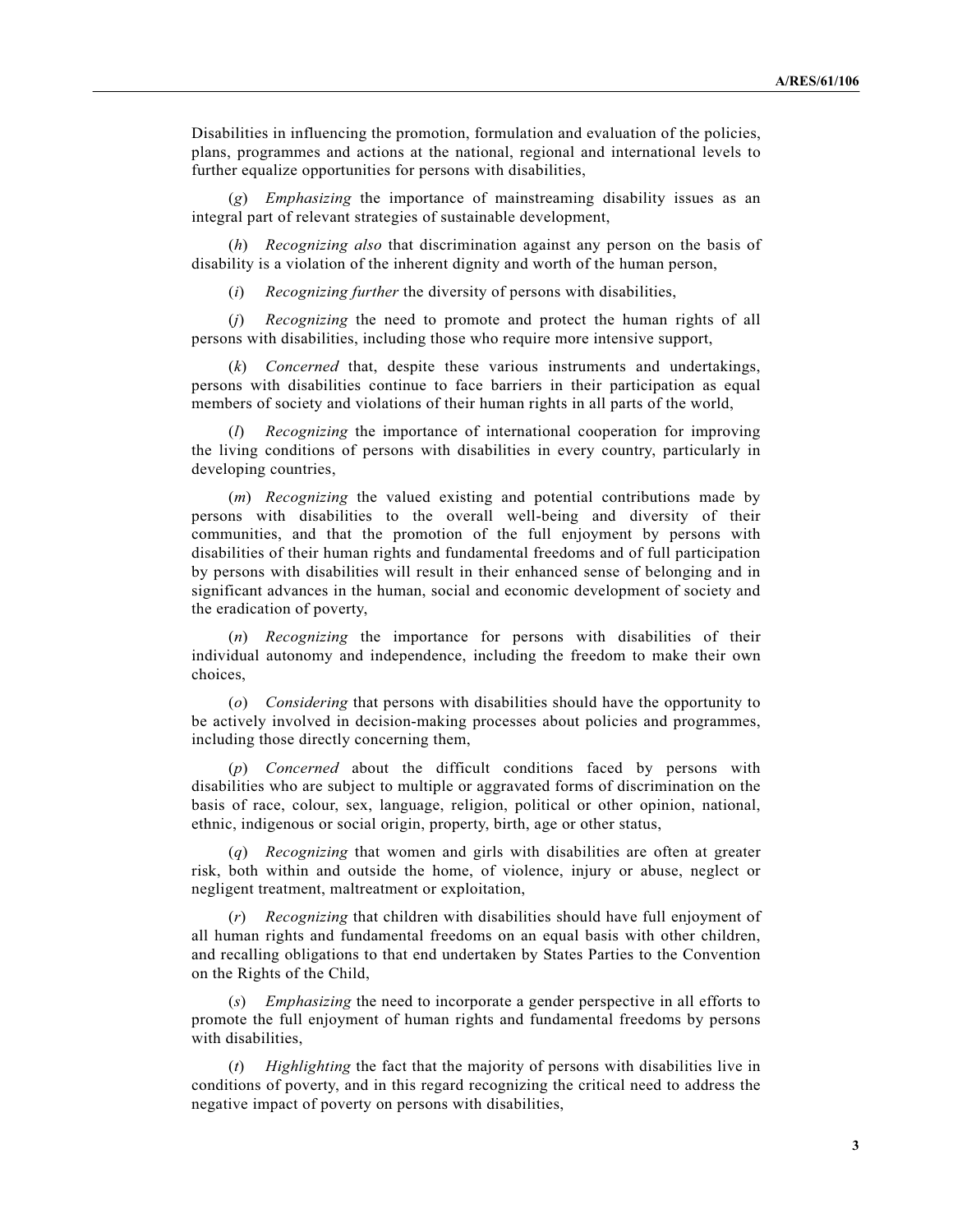Disabilities in influencing the promotion, formulation and evaluation of the policies, plans, programmes and actions at the national, regional and international levels to further equalize opportunities for persons with disabilities,

(*g*) *Emphasizing* the importance of mainstreaming disability issues as an integral part of relevant strategies of sustainable development,

(*h*) *Recognizing also* that discrimination against any person on the basis of disability is a violation of the inherent dignity and worth of the human person,

(*i*) *Recognizing further* the diversity of persons with disabilities,

(*j*) *Recognizing* the need to promote and protect the human rights of all persons with disabilities, including those who require more intensive support,

(*k*) *Concerned* that, despite these various instruments and undertakings, persons with disabilities continue to face barriers in their participation as equal members of society and violations of their human rights in all parts of the world,

(*l*) *Recognizing* the importance of international cooperation for improving the living conditions of persons with disabilities in every country, particularly in developing countries,

(*m*) *Recognizing* the valued existing and potential contributions made by persons with disabilities to the overall well-being and diversity of their communities, and that the promotion of the full enjoyment by persons with disabilities of their human rights and fundamental freedoms and of full participation by persons with disabilities will result in their enhanced sense of belonging and in significant advances in the human, social and economic development of society and the eradication of poverty,

(*n*) *Recognizing* the importance for persons with disabilities of their individual autonomy and independence, including the freedom to make their own choices,

(*o*) *Considering* that persons with disabilities should have the opportunity to be actively involved in decision-making processes about policies and programmes, including those directly concerning them,

(*p*) *Concerned* about the difficult conditions faced by persons with disabilities who are subject to multiple or aggravated forms of discrimination on the basis of race, colour, sex, language, religion, political or other opinion, national, ethnic, indigenous or social origin, property, birth, age or other status,

(*q*) *Recognizing* that women and girls with disabilities are often at greater risk, both within and outside the home, of violence, injury or abuse, neglect or negligent treatment, maltreatment or exploitation,

(*r*) *Recognizing* that children with disabilities should have full enjoyment of all human rights and fundamental freedoms on an equal basis with other children, and recalling obligations to that end undertaken by States Parties to the Convention on the Rights of the Child,

(*s*) *Emphasizing* the need to incorporate a gender perspective in all efforts to promote the full enjoyment of human rights and fundamental freedoms by persons with disabilities,

(*t*) *Highlighting* the fact that the majority of persons with disabilities live in conditions of poverty, and in this regard recognizing the critical need to address the negative impact of poverty on persons with disabilities,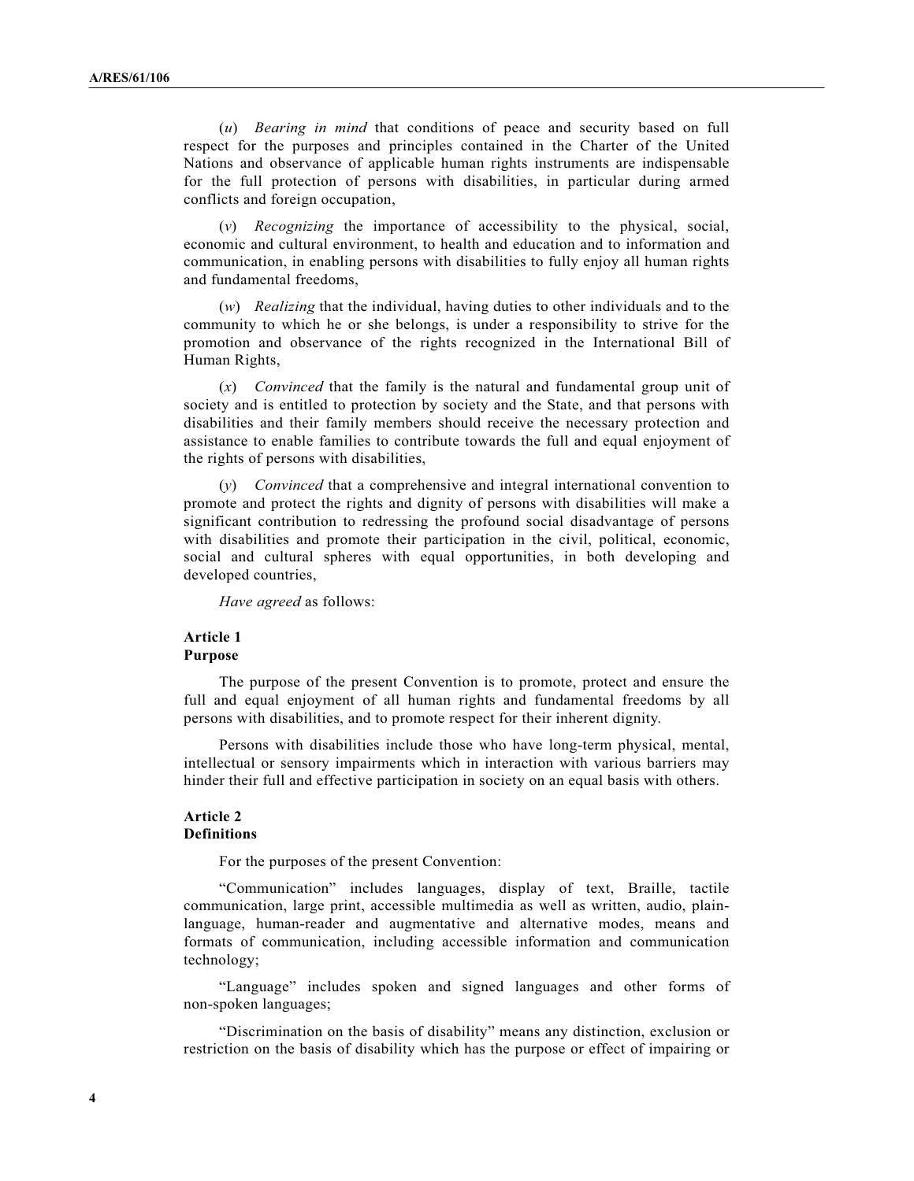(*u*) *Bearing in mind* that conditions of peace and security based on full respect for the purposes and principles contained in the Charter of the United Nations and observance of applicable human rights instruments are indispensable for the full protection of persons with disabilities, in particular during armed conflicts and foreign occupation,

(*v*) *Recognizing* the importance of accessibility to the physical, social, economic and cultural environment, to health and education and to information and communication, in enabling persons with disabilities to fully enjoy all human rights and fundamental freedoms,

(*w*) *Realizing* that the individual, having duties to other individuals and to the community to which he or she belongs, is under a responsibility to strive for the promotion and observance of the rights recognized in the International Bill of Human Rights,

(*x*) *Convinced* that the family is the natural and fundamental group unit of society and is entitled to protection by society and the State, and that persons with disabilities and their family members should receive the necessary protection and assistance to enable families to contribute towards the full and equal enjoyment of the rights of persons with disabilities,

(*y*) *Convinced* that a comprehensive and integral international convention to promote and protect the rights and dignity of persons with disabilities will make a significant contribution to redressing the profound social disadvantage of persons with disabilities and promote their participation in the civil, political, economic, social and cultural spheres with equal opportunities, in both developing and developed countries,

*Have agreed* as follows:

**Article 1**
**Purpose**

The purpose of the present Convention is to promote, protect and ensure the full and equal enjoyment of all human rights and fundamental freedoms by all persons with disabilities, and to promote respect for their inherent dignity.

Persons with disabilities include those who have long-term physical, mental, intellectual or sensory impairments which in interaction with various barriers may hinder their full and effective participation in society on an equal basis with others.

**Article 2**
**Definitions**

For the purposes of the present Convention:

"Communication" includes languages, display of text, Braille, tactile communication, large print, accessible multimedia as well as written, audio, plain-language, human-reader and augmentative and alternative modes, means and formats of communication, including accessible information and communication technology;

"Language" includes spoken and signed languages and other forms of non-spoken languages;

"Discrimination on the basis of disability" means any distinction, exclusion or restriction on the basis of disability which has the purpose or effect of impairing or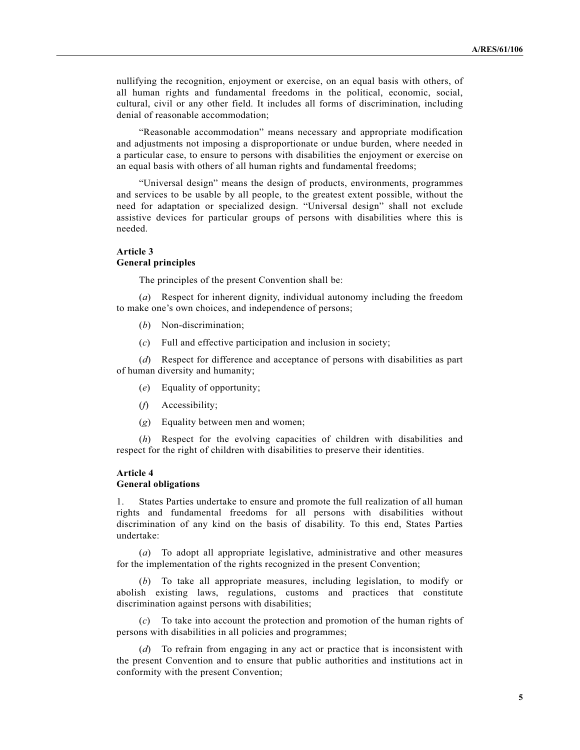nullifying the recognition, enjoyment or exercise, on an equal basis with others, of all human rights and fundamental freedoms in the political, economic, social, cultural, civil or any other field. It includes all forms of discrimination, including denial of reasonable accommodation;

"Reasonable accommodation" means necessary and appropriate modification and adjustments not imposing a disproportionate or undue burden, where needed in a particular case, to ensure to persons with disabilities the enjoyment or exercise on an equal basis with others of all human rights and fundamental freedoms;

"Universal design" means the design of products, environments, programmes and services to be usable by all people, to the greatest extent possible, without the need for adaptation or specialized design. "Universal design" shall not exclude assistive devices for particular groups of persons with disabilities where this is needed.

**Article 3**
**General principles**

The principles of the present Convention shall be:

(*a*) Respect for inherent dignity, individual autonomy including the freedom to make one's own choices, and independence of persons;

(*b*) Non-discrimination;

(*c*) Full and effective participation and inclusion in society;

(*d*) Respect for difference and acceptance of persons with disabilities as part of human diversity and humanity;

(*e*) Equality of opportunity;

(*f*) Accessibility;

(*g*) Equality between men and women;

(*h*) Respect for the evolving capacities of children with disabilities and respect for the right of children with disabilities to preserve their identities.

**Article 4**
**General obligations**

1. States Parties undertake to ensure and promote the full realization of all human rights and fundamental freedoms for all persons with disabilities without discrimination of any kind on the basis of disability. To this end, States Parties undertake:

(*a*) To adopt all appropriate legislative, administrative and other measures for the implementation of the rights recognized in the present Convention;

(*b*) To take all appropriate measures, including legislation, to modify or abolish existing laws, regulations, customs and practices that constitute discrimination against persons with disabilities;

(*c*) To take into account the protection and promotion of the human rights of persons with disabilities in all policies and programmes;

(*d*) To refrain from engaging in any act or practice that is inconsistent with the present Convention and to ensure that public authorities and institutions act in conformity with the present Convention;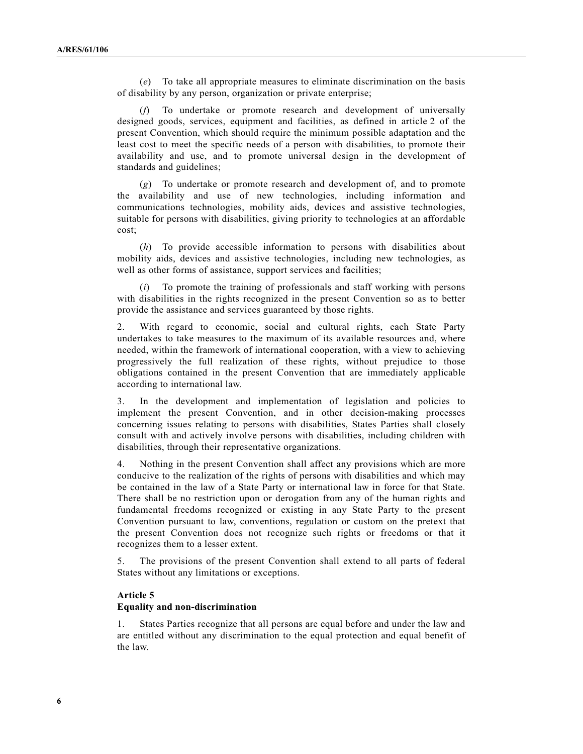(*e*) To take all appropriate measures to eliminate discrimination on the basis of disability by any person, organization or private enterprise;

(*f*) To undertake or promote research and development of universally designed goods, services, equipment and facilities, as defined in article 2 of the present Convention, which should require the minimum possible adaptation and the least cost to meet the specific needs of a person with disabilities, to promote their availability and use, and to promote universal design in the development of standards and guidelines;

(*g*) To undertake or promote research and development of, and to promote the availability and use of new technologies, including information and communications technologies, mobility aids, devices and assistive technologies, suitable for persons with disabilities, giving priority to technologies at an affordable cost;

(*h*) To provide accessible information to persons with disabilities about mobility aids, devices and assistive technologies, including new technologies, as well as other forms of assistance, support services and facilities;

(*i*) To promote the training of professionals and staff working with persons with disabilities in the rights recognized in the present Convention so as to better provide the assistance and services guaranteed by those rights.

2. With regard to economic, social and cultural rights, each State Party undertakes to take measures to the maximum of its available resources and, where needed, within the framework of international cooperation, with a view to achieving progressively the full realization of these rights, without prejudice to those obligations contained in the present Convention that are immediately applicable according to international law.

3. In the development and implementation of legislation and policies to implement the present Convention, and in other decision-making processes concerning issues relating to persons with disabilities, States Parties shall closely consult with and actively involve persons with disabilities, including children with disabilities, through their representative organizations.

4. Nothing in the present Convention shall affect any provisions which are more conducive to the realization of the rights of persons with disabilities and which may be contained in the law of a State Party or international law in force for that State. There shall be no restriction upon or derogation from any of the human rights and fundamental freedoms recognized or existing in any State Party to the present Convention pursuant to law, conventions, regulation or custom on the pretext that the present Convention does not recognize such rights or freedoms or that it recognizes them to a lesser extent.

5. The provisions of the present Convention shall extend to all parts of federal States without any limitations or exceptions.

**Article 5**
**Equality and non-discrimination**

1. States Parties recognize that all persons are equal before and under the law and are entitled without any discrimination to the equal protection and equal benefit of the law.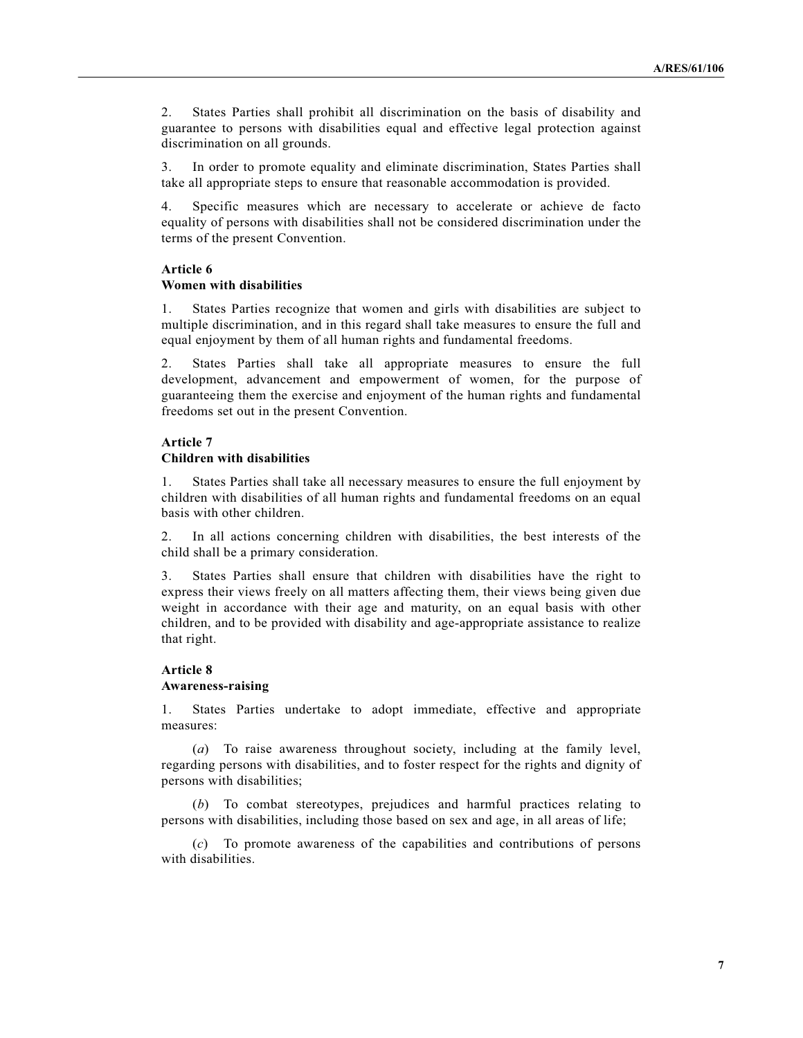2. States Parties shall prohibit all discrimination on the basis of disability and guarantee to persons with disabilities equal and effective legal protection against discrimination on all grounds.

3. In order to promote equality and eliminate discrimination, States Parties shall take all appropriate steps to ensure that reasonable accommodation is provided.

4. Specific measures which are necessary to accelerate or achieve de facto equality of persons with disabilities shall not be considered discrimination under the terms of the present Convention.

### Article 6
### Women with disabilities

1. States Parties recognize that women and girls with disabilities are subject to multiple discrimination, and in this regard shall take measures to ensure the full and equal enjoyment by them of all human rights and fundamental freedoms.

2. States Parties shall take all appropriate measures to ensure the full development, advancement and empowerment of women, for the purpose of guaranteeing them the exercise and enjoyment of the human rights and fundamental freedoms set out in the present Convention.

### Article 7
### Children with disabilities

1. States Parties shall take all necessary measures to ensure the full enjoyment by children with disabilities of all human rights and fundamental freedoms on an equal basis with other children.

2. In all actions concerning children with disabilities, the best interests of the child shall be a primary consideration.

3. States Parties shall ensure that children with disabilities have the right to express their views freely on all matters affecting them, their views being given due weight in accordance with their age and maturity, on an equal basis with other children, and to be provided with disability and age-appropriate assistance to realize that right.

### Article 8
### Awareness-raising

1. States Parties undertake to adopt immediate, effective and appropriate measures:

(*a*) To raise awareness throughout society, including at the family level, regarding persons with disabilities, and to foster respect for the rights and dignity of persons with disabilities;

(*b*) To combat stereotypes, prejudices and harmful practices relating to persons with disabilities, including those based on sex and age, in all areas of life;

(*c*) To promote awareness of the capabilities and contributions of persons with disabilities.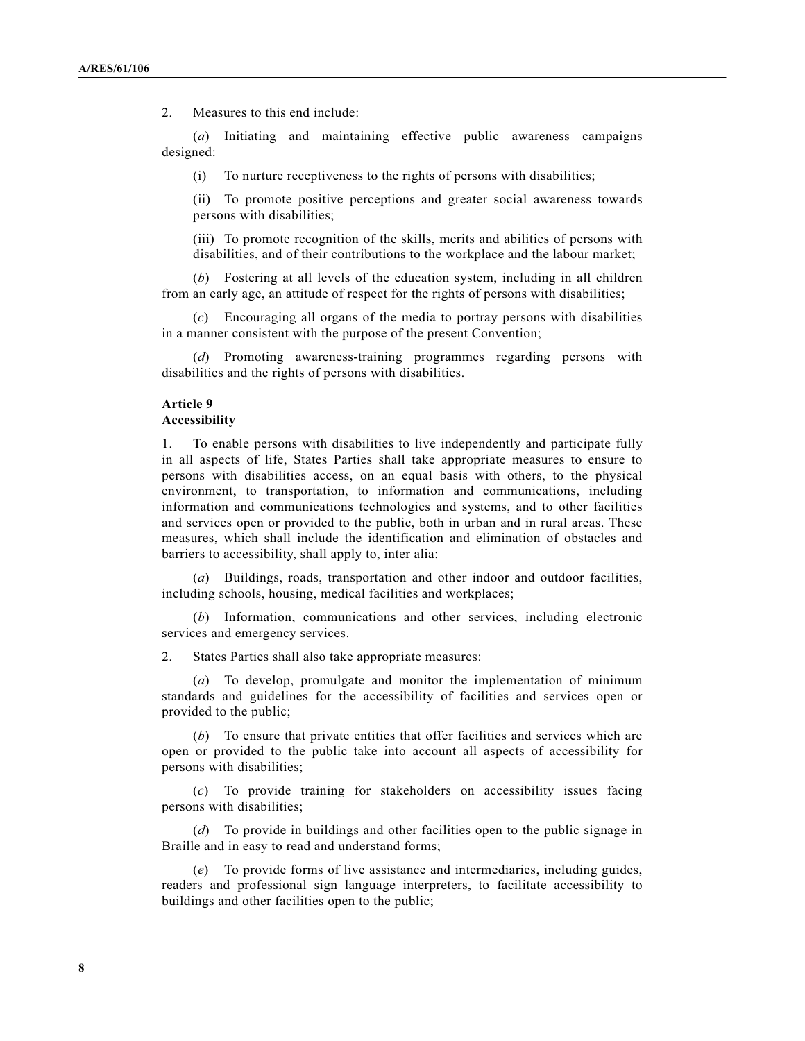2. Measures to this end include:

(*a*) Initiating and maintaining effective public awareness campaigns designed:

(i) To nurture receptiveness to the rights of persons with disabilities;

(ii) To promote positive perceptions and greater social awareness towards persons with disabilities;

(iii) To promote recognition of the skills, merits and abilities of persons with disabilities, and of their contributions to the workplace and the labour market;

(*b*) Fostering at all levels of the education system, including in all children from an early age, an attitude of respect for the rights of persons with disabilities;

(*c*) Encouraging all organs of the media to portray persons with disabilities in a manner consistent with the purpose of the present Convention;

(*d*) Promoting awareness-training programmes regarding persons with disabilities and the rights of persons with disabilities.

### Article 9
### Accessibility

1. To enable persons with disabilities to live independently and participate fully in all aspects of life, States Parties shall take appropriate measures to ensure to persons with disabilities access, on an equal basis with others, to the physical environment, to transportation, to information and communications, including information and communications technologies and systems, and to other facilities and services open or provided to the public, both in urban and in rural areas. These measures, which shall include the identification and elimination of obstacles and barriers to accessibility, shall apply to, inter alia:

(*a*) Buildings, roads, transportation and other indoor and outdoor facilities, including schools, housing, medical facilities and workplaces;

(*b*) Information, communications and other services, including electronic services and emergency services.

2. States Parties shall also take appropriate measures:

(*a*) To develop, promulgate and monitor the implementation of minimum standards and guidelines for the accessibility of facilities and services open or provided to the public;

(*b*) To ensure that private entities that offer facilities and services which are open or provided to the public take into account all aspects of accessibility for persons with disabilities;

(*c*) To provide training for stakeholders on accessibility issues facing persons with disabilities;

(*d*) To provide in buildings and other facilities open to the public signage in Braille and in easy to read and understand forms;

(*e*) To provide forms of live assistance and intermediaries, including guides, readers and professional sign language interpreters, to facilitate accessibility to buildings and other facilities open to the public;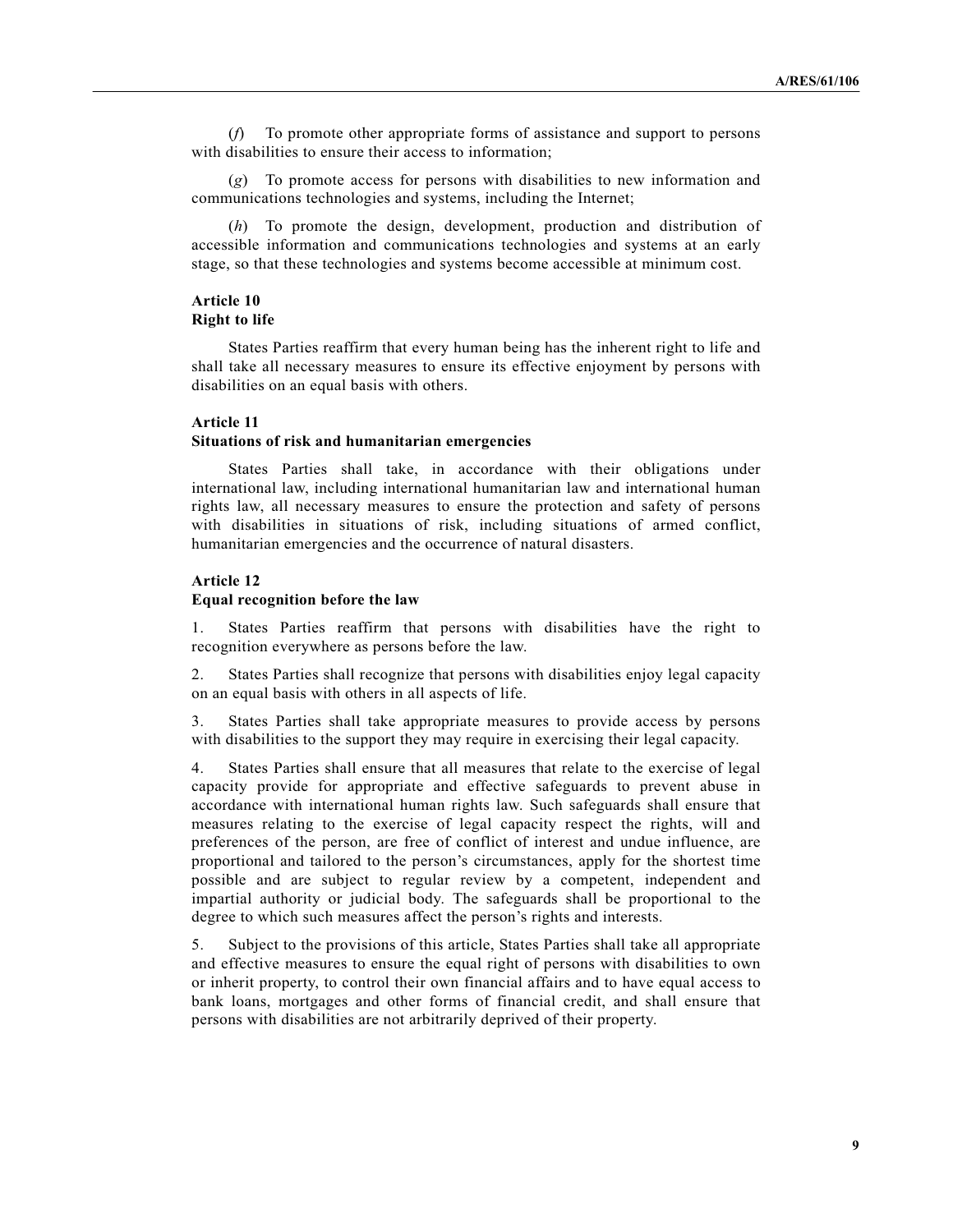(*f*) To promote other appropriate forms of assistance and support to persons with disabilities to ensure their access to information;

(*g*) To promote access for persons with disabilities to new information and communications technologies and systems, including the Internet;

(*h*) To promote the design, development, production and distribution of accessible information and communications technologies and systems at an early stage, so that these technologies and systems become accessible at minimum cost.

**Article 10**
**Right to life**

States Parties reaffirm that every human being has the inherent right to life and shall take all necessary measures to ensure its effective enjoyment by persons with disabilities on an equal basis with others.

**Article 11**
**Situations of risk and humanitarian emergencies**

States Parties shall take, in accordance with their obligations under international law, including international humanitarian law and international human rights law, all necessary measures to ensure the protection and safety of persons with disabilities in situations of risk, including situations of armed conflict, humanitarian emergencies and the occurrence of natural disasters.

**Article 12**
**Equal recognition before the law**

1. States Parties reaffirm that persons with disabilities have the right to recognition everywhere as persons before the law.

2. States Parties shall recognize that persons with disabilities enjoy legal capacity on an equal basis with others in all aspects of life.

3. States Parties shall take appropriate measures to provide access by persons with disabilities to the support they may require in exercising their legal capacity.

4. States Parties shall ensure that all measures that relate to the exercise of legal capacity provide for appropriate and effective safeguards to prevent abuse in accordance with international human rights law. Such safeguards shall ensure that measures relating to the exercise of legal capacity respect the rights, will and preferences of the person, are free of conflict of interest and undue influence, are proportional and tailored to the person's circumstances, apply for the shortest time possible and are subject to regular review by a competent, independent and impartial authority or judicial body. The safeguards shall be proportional to the degree to which such measures affect the person's rights and interests.

5. Subject to the provisions of this article, States Parties shall take all appropriate and effective measures to ensure the equal right of persons with disabilities to own or inherit property, to control their own financial affairs and to have equal access to bank loans, mortgages and other forms of financial credit, and shall ensure that persons with disabilities are not arbitrarily deprived of their property.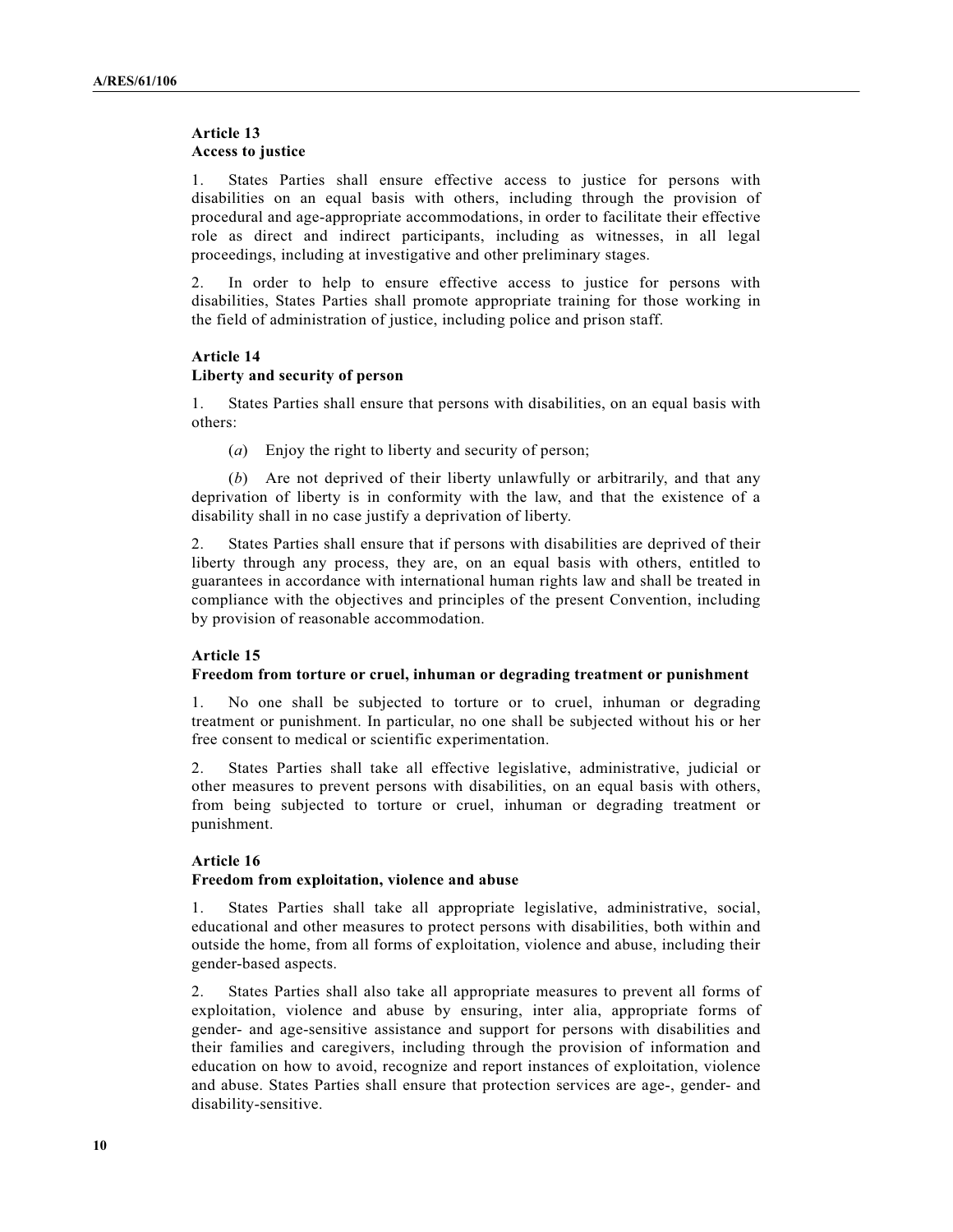**Article 13**
**Access to justice**

1. States Parties shall ensure effective access to justice for persons with disabilities on an equal basis with others, including through the provision of procedural and age-appropriate accommodations, in order to facilitate their effective role as direct and indirect participants, including as witnesses, in all legal proceedings, including at investigative and other preliminary stages.

2. In order to help to ensure effective access to justice for persons with disabilities, States Parties shall promote appropriate training for those working in the field of administration of justice, including police and prison staff.

**Article 14**
**Liberty and security of person**

1. States Parties shall ensure that persons with disabilities, on an equal basis with others:

(*a*) Enjoy the right to liberty and security of person;

(*b*) Are not deprived of their liberty unlawfully or arbitrarily, and that any deprivation of liberty is in conformity with the law, and that the existence of a disability shall in no case justify a deprivation of liberty.

2. States Parties shall ensure that if persons with disabilities are deprived of their liberty through any process, they are, on an equal basis with others, entitled to guarantees in accordance with international human rights law and shall be treated in compliance with the objectives and principles of the present Convention, including by provision of reasonable accommodation.

**Article 15**
**Freedom from torture or cruel, inhuman or degrading treatment or punishment**

1. No one shall be subjected to torture or to cruel, inhuman or degrading treatment or punishment. In particular, no one shall be subjected without his or her free consent to medical or scientific experimentation.

2. States Parties shall take all effective legislative, administrative, judicial or other measures to prevent persons with disabilities, on an equal basis with others, from being subjected to torture or cruel, inhuman or degrading treatment or punishment.

**Article 16**
**Freedom from exploitation, violence and abuse**

1. States Parties shall take all appropriate legislative, administrative, social, educational and other measures to protect persons with disabilities, both within and outside the home, from all forms of exploitation, violence and abuse, including their gender-based aspects.

2. States Parties shall also take all appropriate measures to prevent all forms of exploitation, violence and abuse by ensuring, inter alia, appropriate forms of gender- and age-sensitive assistance and support for persons with disabilities and their families and caregivers, including through the provision of information and education on how to avoid, recognize and report instances of exploitation, violence and abuse. States Parties shall ensure that protection services are age-, gender- and disability-sensitive.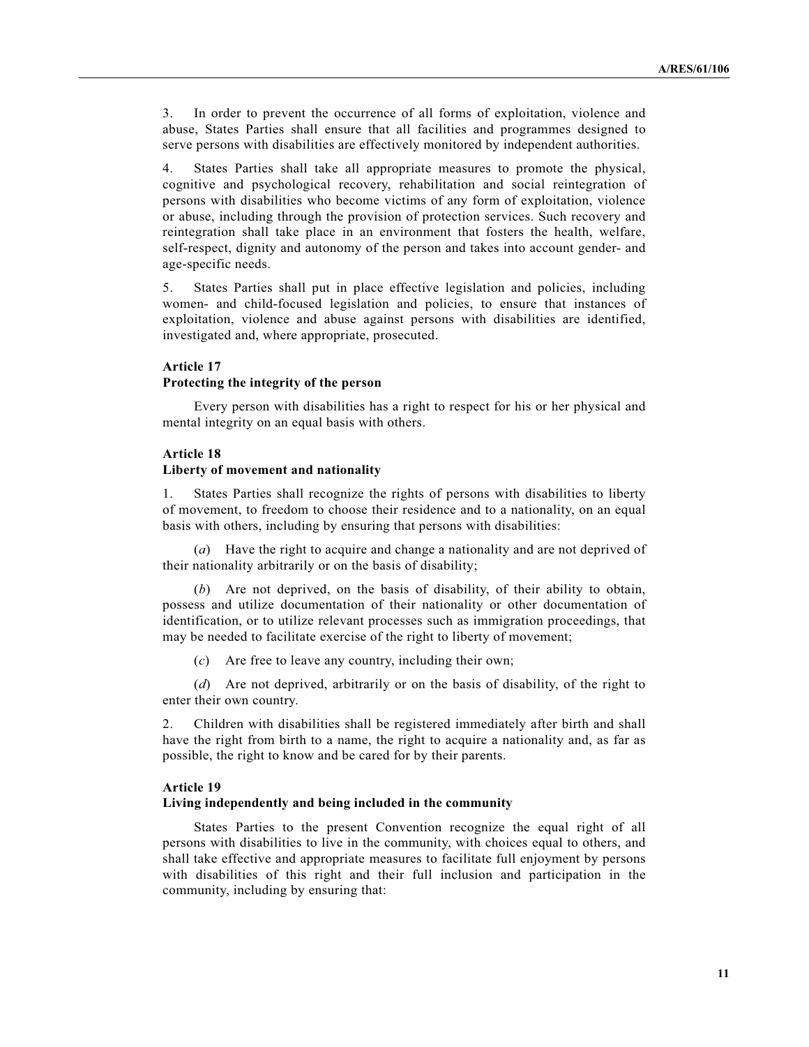3. In order to prevent the occurrence of all forms of exploitation, violence and abuse, States Parties shall ensure that all facilities and programmes designed to serve persons with disabilities are effectively monitored by independent authorities.

4. States Parties shall take all appropriate measures to promote the physical, cognitive and psychological recovery, rehabilitation and social reintegration of persons with disabilities who become victims of any form of exploitation, violence or abuse, including through the provision of protection services. Such recovery and reintegration shall take place in an environment that fosters the health, welfare, self-respect, dignity and autonomy of the person and takes into account gender- and age-specific needs.

5. States Parties shall put in place effective legislation and policies, including women- and child-focused legislation and policies, to ensure that instances of exploitation, violence and abuse against persons with disabilities are identified, investigated and, where appropriate, prosecuted.

**Article 17**
**Protecting the integrity of the person**

Every person with disabilities has a right to respect for his or her physical and mental integrity on an equal basis with others.

**Article 18**
**Liberty of movement and nationality**

1. States Parties shall recognize the rights of persons with disabilities to liberty of movement, to freedom to choose their residence and to a nationality, on an equal basis with others, including by ensuring that persons with disabilities:

(*a*) Have the right to acquire and change a nationality and are not deprived of their nationality arbitrarily or on the basis of disability;

(*b*) Are not deprived, on the basis of disability, of their ability to obtain, possess and utilize documentation of their nationality or other documentation of identification, or to utilize relevant processes such as immigration proceedings, that may be needed to facilitate exercise of the right to liberty of movement;

(*c*) Are free to leave any country, including their own;

(*d*) Are not deprived, arbitrarily or on the basis of disability, of the right to enter their own country.

2. Children with disabilities shall be registered immediately after birth and shall have the right from birth to a name, the right to acquire a nationality and, as far as possible, the right to know and be cared for by their parents.

**Article 19**
**Living independently and being included in the community**

States Parties to the present Convention recognize the equal right of all persons with disabilities to live in the community, with choices equal to others, and shall take effective and appropriate measures to facilitate full enjoyment by persons with disabilities of this right and their full inclusion and participation in the community, including by ensuring that: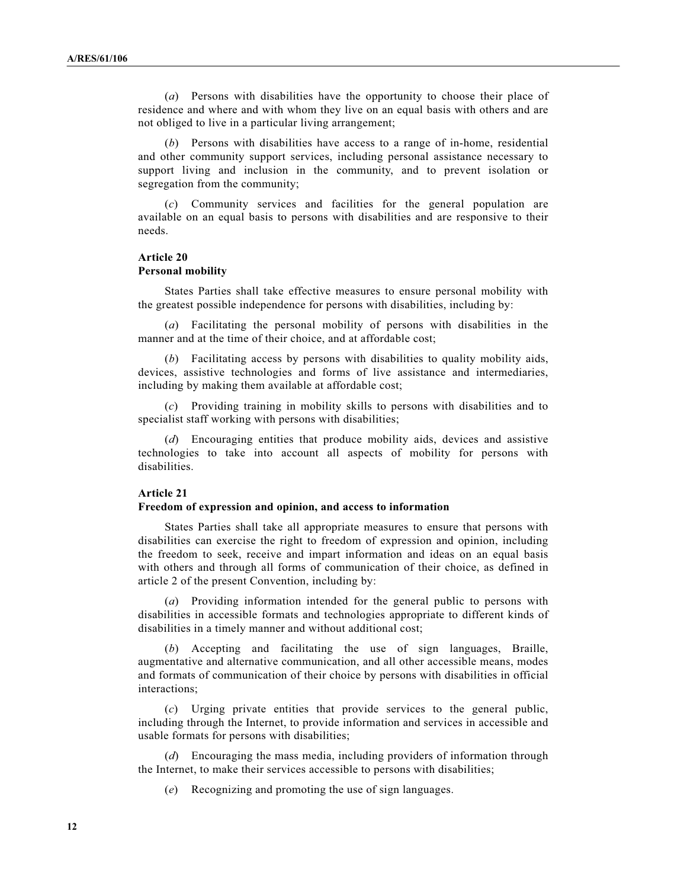(*a*) Persons with disabilities have the opportunity to choose their place of residence and where and with whom they live on an equal basis with others and are not obliged to live in a particular living arrangement;

(*b*) Persons with disabilities have access to a range of in-home, residential and other community support services, including personal assistance necessary to support living and inclusion in the community, and to prevent isolation or segregation from the community;

(*c*) Community services and facilities for the general population are available on an equal basis to persons with disabilities and are responsive to their needs.

**Article 20**
**Personal mobility**

States Parties shall take effective measures to ensure personal mobility with the greatest possible independence for persons with disabilities, including by:

(*a*) Facilitating the personal mobility of persons with disabilities in the manner and at the time of their choice, and at affordable cost;

(*b*) Facilitating access by persons with disabilities to quality mobility aids, devices, assistive technologies and forms of live assistance and intermediaries, including by making them available at affordable cost;

(*c*) Providing training in mobility skills to persons with disabilities and to specialist staff working with persons with disabilities;

(*d*) Encouraging entities that produce mobility aids, devices and assistive technologies to take into account all aspects of mobility for persons with disabilities.

**Article 21**
**Freedom of expression and opinion, and access to information**

States Parties shall take all appropriate measures to ensure that persons with disabilities can exercise the right to freedom of expression and opinion, including the freedom to seek, receive and impart information and ideas on an equal basis with others and through all forms of communication of their choice, as defined in article 2 of the present Convention, including by:

(*a*) Providing information intended for the general public to persons with disabilities in accessible formats and technologies appropriate to different kinds of disabilities in a timely manner and without additional cost;

(*b*) Accepting and facilitating the use of sign languages, Braille, augmentative and alternative communication, and all other accessible means, modes and formats of communication of their choice by persons with disabilities in official interactions;

(*c*) Urging private entities that provide services to the general public, including through the Internet, to provide information and services in accessible and usable formats for persons with disabilities;

(*d*) Encouraging the mass media, including providers of information through the Internet, to make their services accessible to persons with disabilities;

(*e*) Recognizing and promoting the use of sign languages.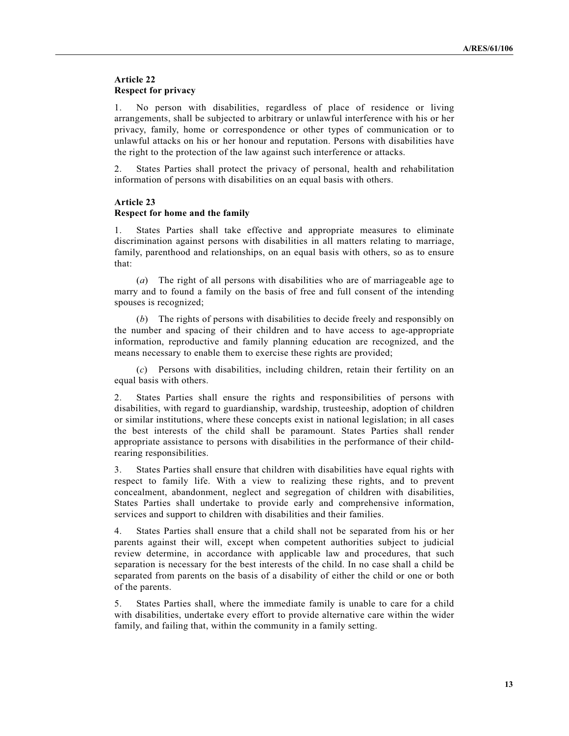**Article 22**
**Respect for privacy**

1. No person with disabilities, regardless of place of residence or living arrangements, shall be subjected to arbitrary or unlawful interference with his or her privacy, family, home or correspondence or other types of communication or to unlawful attacks on his or her honour and reputation. Persons with disabilities have the right to the protection of the law against such interference or attacks.

2. States Parties shall protect the privacy of personal, health and rehabilitation information of persons with disabilities on an equal basis with others.

**Article 23**
**Respect for home and the family**

1. States Parties shall take effective and appropriate measures to eliminate discrimination against persons with disabilities in all matters relating to marriage, family, parenthood and relationships, on an equal basis with others, so as to ensure that:

(*a*) The right of all persons with disabilities who are of marriageable age to marry and to found a family on the basis of free and full consent of the intending spouses is recognized;

(*b*) The rights of persons with disabilities to decide freely and responsibly on the number and spacing of their children and to have access to age-appropriate information, reproductive and family planning education are recognized, and the means necessary to enable them to exercise these rights are provided;

(*c*) Persons with disabilities, including children, retain their fertility on an equal basis with others.

2. States Parties shall ensure the rights and responsibilities of persons with disabilities, with regard to guardianship, wardship, trusteeship, adoption of children or similar institutions, where these concepts exist in national legislation; in all cases the best interests of the child shall be paramount. States Parties shall render appropriate assistance to persons with disabilities in the performance of their child-rearing responsibilities.

3. States Parties shall ensure that children with disabilities have equal rights with respect to family life. With a view to realizing these rights, and to prevent concealment, abandonment, neglect and segregation of children with disabilities, States Parties shall undertake to provide early and comprehensive information, services and support to children with disabilities and their families.

4. States Parties shall ensure that a child shall not be separated from his or her parents against their will, except when competent authorities subject to judicial review determine, in accordance with applicable law and procedures, that such separation is necessary for the best interests of the child. In no case shall a child be separated from parents on the basis of a disability of either the child or one or both of the parents.

5. States Parties shall, where the immediate family is unable to care for a child with disabilities, undertake every effort to provide alternative care within the wider family, and failing that, within the community in a family setting.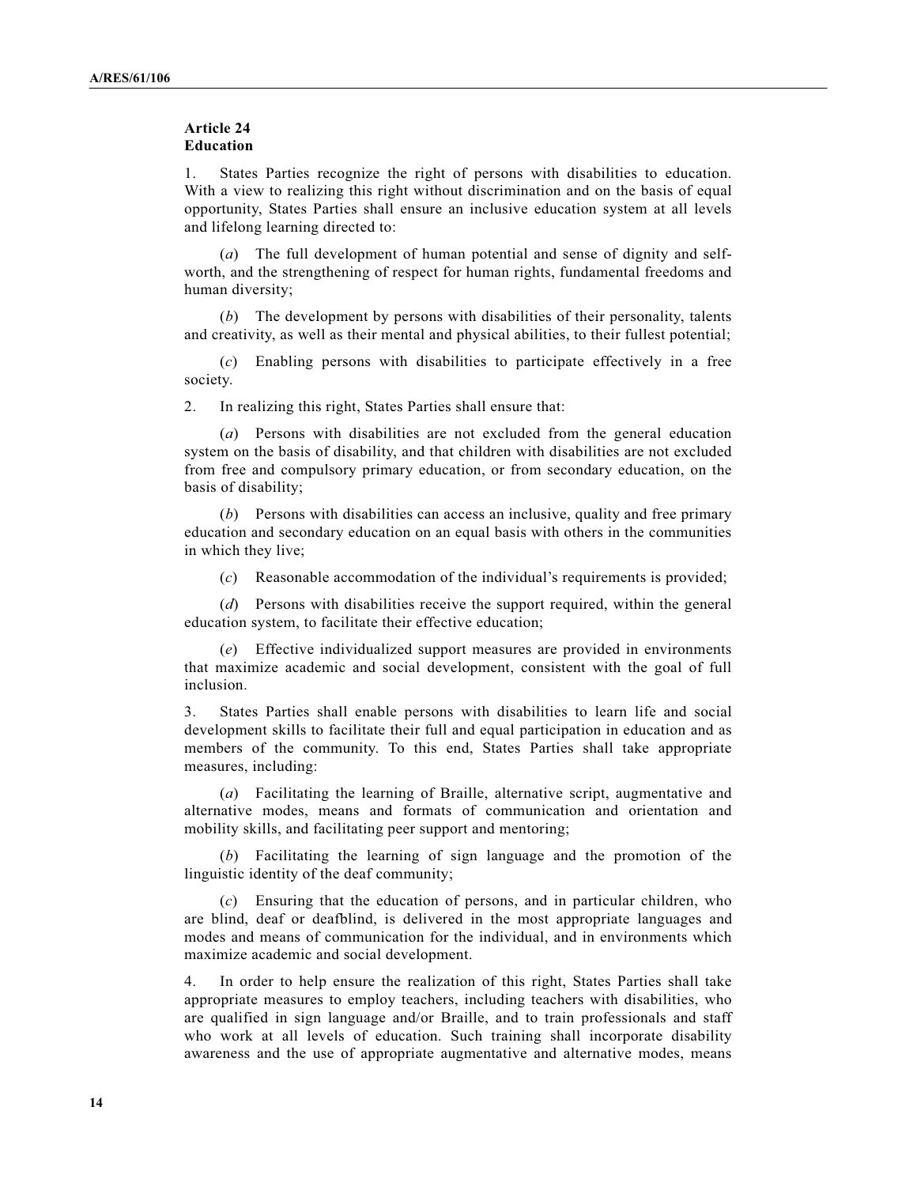**Article 24**
**Education**

1. States Parties recognize the right of persons with disabilities to education. With a view to realizing this right without discrimination and on the basis of equal opportunity, States Parties shall ensure an inclusive education system at all levels and lifelong learning directed to:

(*a*) The full development of human potential and sense of dignity and self-worth, and the strengthening of respect for human rights, fundamental freedoms and human diversity;

(*b*) The development by persons with disabilities of their personality, talents and creativity, as well as their mental and physical abilities, to their fullest potential;

(*c*) Enabling persons with disabilities to participate effectively in a free society.

2. In realizing this right, States Parties shall ensure that:

(*a*) Persons with disabilities are not excluded from the general education system on the basis of disability, and that children with disabilities are not excluded from free and compulsory primary education, or from secondary education, on the basis of disability;

(*b*) Persons with disabilities can access an inclusive, quality and free primary education and secondary education on an equal basis with others in the communities in which they live;

(*c*) Reasonable accommodation of the individual's requirements is provided;

(*d*) Persons with disabilities receive the support required, within the general education system, to facilitate their effective education;

(*e*) Effective individualized support measures are provided in environments that maximize academic and social development, consistent with the goal of full inclusion.

3. States Parties shall enable persons with disabilities to learn life and social development skills to facilitate their full and equal participation in education and as members of the community. To this end, States Parties shall take appropriate measures, including:

(*a*) Facilitating the learning of Braille, alternative script, augmentative and alternative modes, means and formats of communication and orientation and mobility skills, and facilitating peer support and mentoring;

(*b*) Facilitating the learning of sign language and the promotion of the linguistic identity of the deaf community;

(*c*) Ensuring that the education of persons, and in particular children, who are blind, deaf or deafblind, is delivered in the most appropriate languages and modes and means of communication for the individual, and in environments which maximize academic and social development.

4. In order to help ensure the realization of this right, States Parties shall take appropriate measures to employ teachers, including teachers with disabilities, who are qualified in sign language and/or Braille, and to train professionals and staff who work at all levels of education. Such training shall incorporate disability awareness and the use of appropriate augmentative and alternative modes, means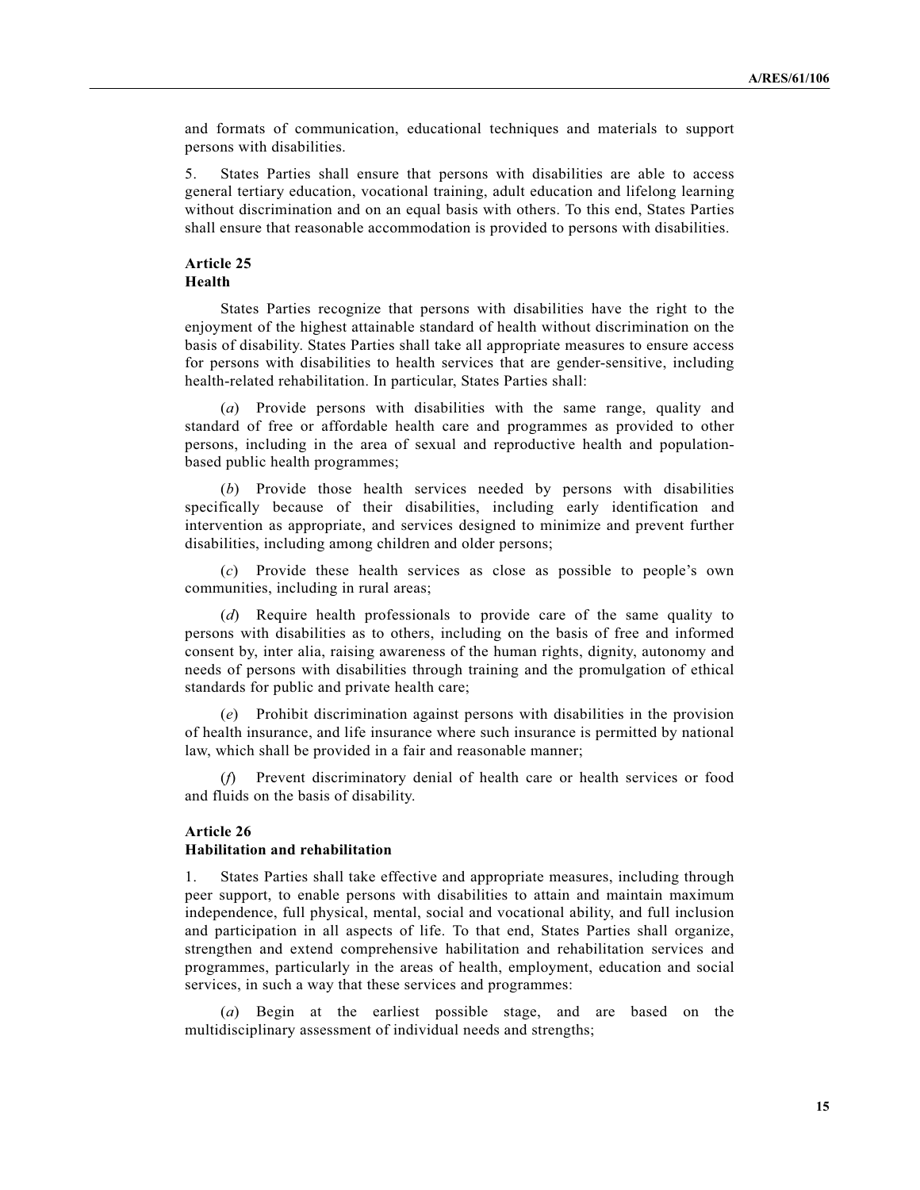and formats of communication, educational techniques and materials to support persons with disabilities.

5. States Parties shall ensure that persons with disabilities are able to access general tertiary education, vocational training, adult education and lifelong learning without discrimination and on an equal basis with others. To this end, States Parties shall ensure that reasonable accommodation is provided to persons with disabilities.

**Article 25**
**Health**

States Parties recognize that persons with disabilities have the right to the enjoyment of the highest attainable standard of health without discrimination on the basis of disability. States Parties shall take all appropriate measures to ensure access for persons with disabilities to health services that are gender-sensitive, including health-related rehabilitation. In particular, States Parties shall:

(*a*) Provide persons with disabilities with the same range, quality and standard of free or affordable health care and programmes as provided to other persons, including in the area of sexual and reproductive health and population-based public health programmes;

(*b*) Provide those health services needed by persons with disabilities specifically because of their disabilities, including early identification and intervention as appropriate, and services designed to minimize and prevent further disabilities, including among children and older persons;

(*c*) Provide these health services as close as possible to people's own communities, including in rural areas;

(*d*) Require health professionals to provide care of the same quality to persons with disabilities as to others, including on the basis of free and informed consent by, inter alia, raising awareness of the human rights, dignity, autonomy and needs of persons with disabilities through training and the promulgation of ethical standards for public and private health care;

(*e*) Prohibit discrimination against persons with disabilities in the provision of health insurance, and life insurance where such insurance is permitted by national law, which shall be provided in a fair and reasonable manner;

(*f*) Prevent discriminatory denial of health care or health services or food and fluids on the basis of disability.

**Article 26**
**Habilitation and rehabilitation**

1. States Parties shall take effective and appropriate measures, including through peer support, to enable persons with disabilities to attain and maintain maximum independence, full physical, mental, social and vocational ability, and full inclusion and participation in all aspects of life. To that end, States Parties shall organize, strengthen and extend comprehensive habilitation and rehabilitation services and programmes, particularly in the areas of health, employment, education and social services, in such a way that these services and programmes:

(*a*) Begin at the earliest possible stage, and are based on the multidisciplinary assessment of individual needs and strengths;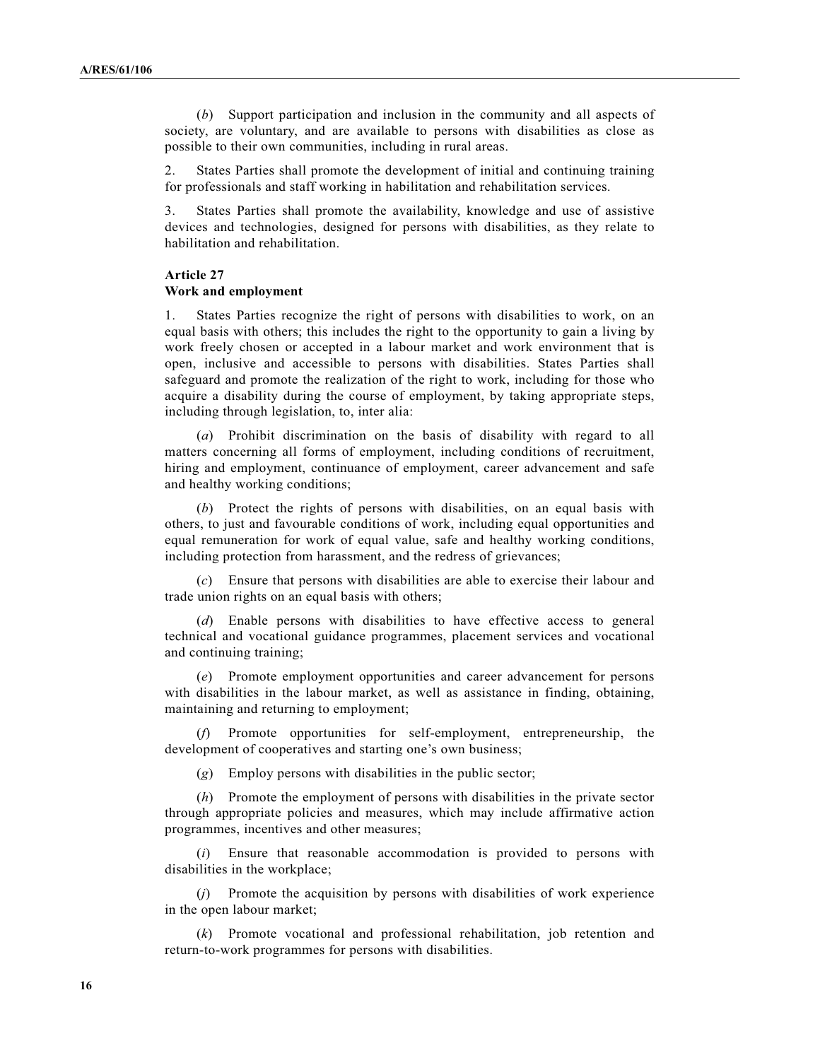(*b*) Support participation and inclusion in the community and all aspects of society, are voluntary, and are available to persons with disabilities as close as possible to their own communities, including in rural areas.

2. States Parties shall promote the development of initial and continuing training for professionals and staff working in habilitation and rehabilitation services.

3. States Parties shall promote the availability, knowledge and use of assistive devices and technologies, designed for persons with disabilities, as they relate to habilitation and rehabilitation.

**Article 27**
**Work and employment**

1. States Parties recognize the right of persons with disabilities to work, on an equal basis with others; this includes the right to the opportunity to gain a living by work freely chosen or accepted in a labour market and work environment that is open, inclusive and accessible to persons with disabilities. States Parties shall safeguard and promote the realization of the right to work, including for those who acquire a disability during the course of employment, by taking appropriate steps, including through legislation, to, inter alia:

(*a*) Prohibit discrimination on the basis of disability with regard to all matters concerning all forms of employment, including conditions of recruitment, hiring and employment, continuance of employment, career advancement and safe and healthy working conditions;

(*b*) Protect the rights of persons with disabilities, on an equal basis with others, to just and favourable conditions of work, including equal opportunities and equal remuneration for work of equal value, safe and healthy working conditions, including protection from harassment, and the redress of grievances;

(*c*) Ensure that persons with disabilities are able to exercise their labour and trade union rights on an equal basis with others;

(*d*) Enable persons with disabilities to have effective access to general technical and vocational guidance programmes, placement services and vocational and continuing training;

(*e*) Promote employment opportunities and career advancement for persons with disabilities in the labour market, as well as assistance in finding, obtaining, maintaining and returning to employment;

(*f*) Promote opportunities for self-employment, entrepreneurship, the development of cooperatives and starting one's own business;

(*g*) Employ persons with disabilities in the public sector;

(*h*) Promote the employment of persons with disabilities in the private sector through appropriate policies and measures, which may include affirmative action programmes, incentives and other measures;

(*i*) Ensure that reasonable accommodation is provided to persons with disabilities in the workplace;

(*j*) Promote the acquisition by persons with disabilities of work experience in the open labour market;

(*k*) Promote vocational and professional rehabilitation, job retention and return-to-work programmes for persons with disabilities.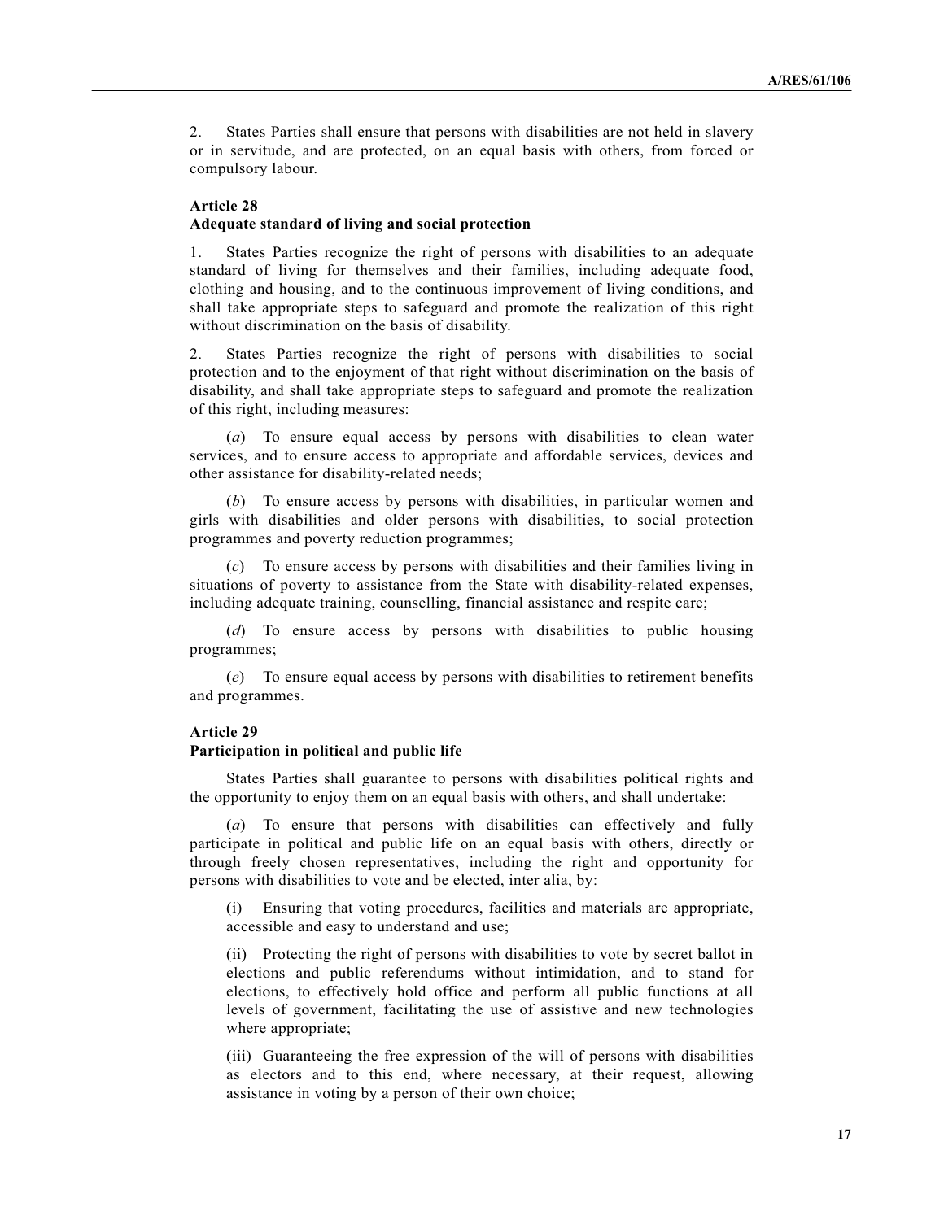2. States Parties shall ensure that persons with disabilities are not held in slavery or in servitude, and are protected, on an equal basis with others, from forced or compulsory labour.

**Article 28**
**Adequate standard of living and social protection**

1. States Parties recognize the right of persons with disabilities to an adequate standard of living for themselves and their families, including adequate food, clothing and housing, and to the continuous improvement of living conditions, and shall take appropriate steps to safeguard and promote the realization of this right without discrimination on the basis of disability.

2. States Parties recognize the right of persons with disabilities to social protection and to the enjoyment of that right without discrimination on the basis of disability, and shall take appropriate steps to safeguard and promote the realization of this right, including measures:

(*a*) To ensure equal access by persons with disabilities to clean water services, and to ensure access to appropriate and affordable services, devices and other assistance for disability-related needs;

(*b*) To ensure access by persons with disabilities, in particular women and girls with disabilities and older persons with disabilities, to social protection programmes and poverty reduction programmes;

(*c*) To ensure access by persons with disabilities and their families living in situations of poverty to assistance from the State with disability-related expenses, including adequate training, counselling, financial assistance and respite care;

(*d*) To ensure access by persons with disabilities to public housing programmes;

(*e*) To ensure equal access by persons with disabilities to retirement benefits and programmes.

**Article 29**
**Participation in political and public life**

States Parties shall guarantee to persons with disabilities political rights and the opportunity to enjoy them on an equal basis with others, and shall undertake:

(*a*) To ensure that persons with disabilities can effectively and fully participate in political and public life on an equal basis with others, directly or through freely chosen representatives, including the right and opportunity for persons with disabilities to vote and be elected, inter alia, by:

(i) Ensuring that voting procedures, facilities and materials are appropriate, accessible and easy to understand and use;

(ii) Protecting the right of persons with disabilities to vote by secret ballot in elections and public referendums without intimidation, and to stand for elections, to effectively hold office and perform all public functions at all levels of government, facilitating the use of assistive and new technologies where appropriate;

(iii) Guaranteeing the free expression of the will of persons with disabilities as electors and to this end, where necessary, at their request, allowing assistance in voting by a person of their own choice;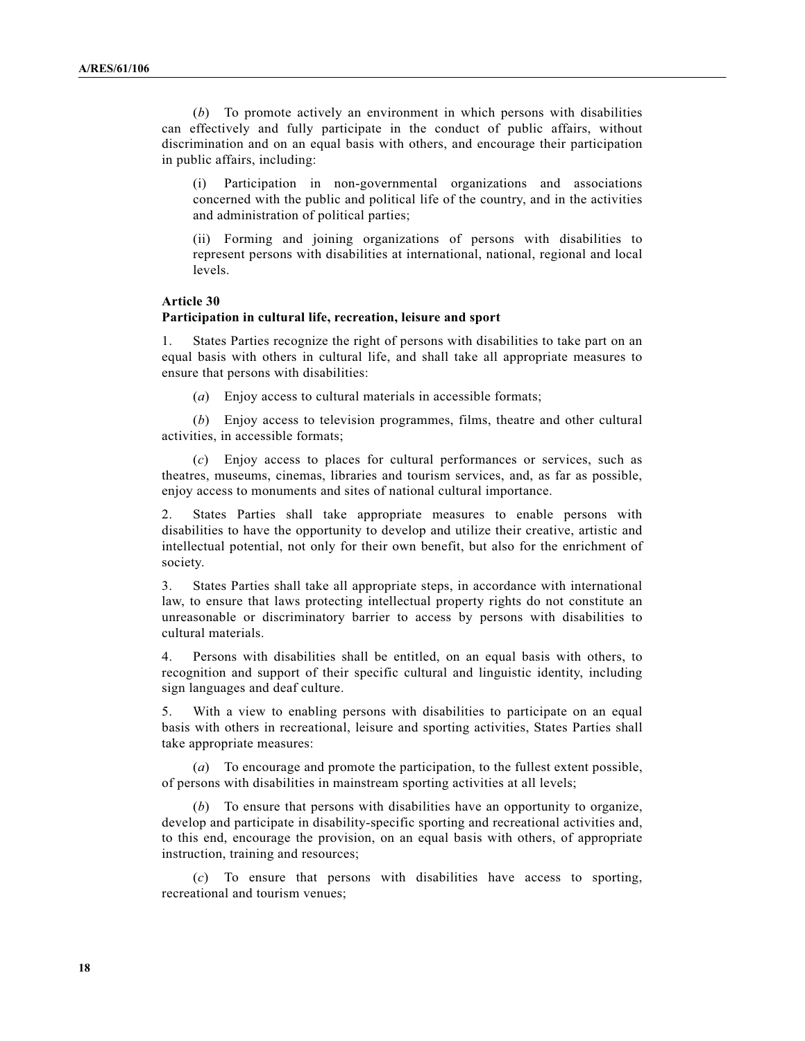(*b*) To promote actively an environment in which persons with disabilities can effectively and fully participate in the conduct of public affairs, without discrimination and on an equal basis with others, and encourage their participation in public affairs, including:

(i) Participation in non-governmental organizations and associations concerned with the public and political life of the country, and in the activities and administration of political parties;

(ii) Forming and joining organizations of persons with disabilities to represent persons with disabilities at international, national, regional and local levels.

**Article 30**
**Participation in cultural life, recreation, leisure and sport**

1. States Parties recognize the right of persons with disabilities to take part on an equal basis with others in cultural life, and shall take all appropriate measures to ensure that persons with disabilities:

(*a*) Enjoy access to cultural materials in accessible formats;

(*b*) Enjoy access to television programmes, films, theatre and other cultural activities, in accessible formats;

(*c*) Enjoy access to places for cultural performances or services, such as theatres, museums, cinemas, libraries and tourism services, and, as far as possible, enjoy access to monuments and sites of national cultural importance.

2. States Parties shall take appropriate measures to enable persons with disabilities to have the opportunity to develop and utilize their creative, artistic and intellectual potential, not only for their own benefit, but also for the enrichment of society.

3. States Parties shall take all appropriate steps, in accordance with international law, to ensure that laws protecting intellectual property rights do not constitute an unreasonable or discriminatory barrier to access by persons with disabilities to cultural materials.

4. Persons with disabilities shall be entitled, on an equal basis with others, to recognition and support of their specific cultural and linguistic identity, including sign languages and deaf culture.

5. With a view to enabling persons with disabilities to participate on an equal basis with others in recreational, leisure and sporting activities, States Parties shall take appropriate measures:

(*a*) To encourage and promote the participation, to the fullest extent possible, of persons with disabilities in mainstream sporting activities at all levels;

(*b*) To ensure that persons with disabilities have an opportunity to organize, develop and participate in disability-specific sporting and recreational activities and, to this end, encourage the provision, on an equal basis with others, of appropriate instruction, training and resources;

(*c*) To ensure that persons with disabilities have access to sporting, recreational and tourism venues;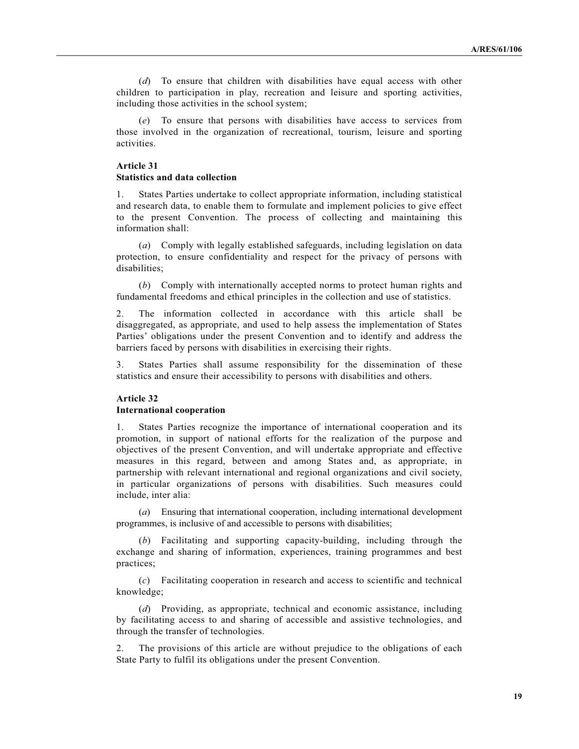(*d*) To ensure that children with disabilities have equal access with other children to participation in play, recreation and leisure and sporting activities, including those activities in the school system;

(*e*) To ensure that persons with disabilities have access to services from those involved in the organization of recreational, tourism, leisure and sporting activities.

**Article 31**
**Statistics and data collection**

1. States Parties undertake to collect appropriate information, including statistical and research data, to enable them to formulate and implement policies to give effect to the present Convention. The process of collecting and maintaining this information shall:

(*a*) Comply with legally established safeguards, including legislation on data protection, to ensure confidentiality and respect for the privacy of persons with disabilities;

(*b*) Comply with internationally accepted norms to protect human rights and fundamental freedoms and ethical principles in the collection and use of statistics.

2. The information collected in accordance with this article shall be disaggregated, as appropriate, and used to help assess the implementation of States Parties' obligations under the present Convention and to identify and address the barriers faced by persons with disabilities in exercising their rights.

3. States Parties shall assume responsibility for the dissemination of these statistics and ensure their accessibility to persons with disabilities and others.

**Article 32**
**International cooperation**

1. States Parties recognize the importance of international cooperation and its promotion, in support of national efforts for the realization of the purpose and objectives of the present Convention, and will undertake appropriate and effective measures in this regard, between and among States and, as appropriate, in partnership with relevant international and regional organizations and civil society, in particular organizations of persons with disabilities. Such measures could include, inter alia:

(*a*) Ensuring that international cooperation, including international development programmes, is inclusive of and accessible to persons with disabilities;

(*b*) Facilitating and supporting capacity-building, including through the exchange and sharing of information, experiences, training programmes and best practices;

(*c*) Facilitating cooperation in research and access to scientific and technical knowledge;

(*d*) Providing, as appropriate, technical and economic assistance, including by facilitating access to and sharing of accessible and assistive technologies, and through the transfer of technologies.

2. The provisions of this article are without prejudice to the obligations of each State Party to fulfil its obligations under the present Convention.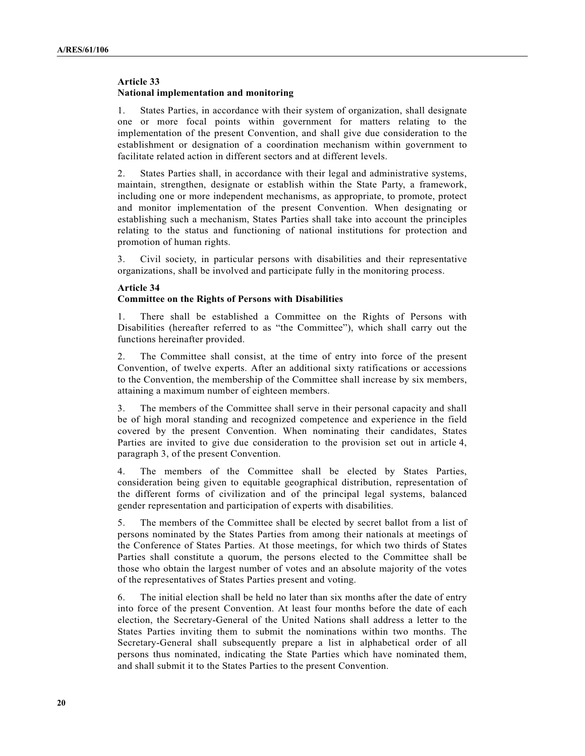**Article 33**
**National implementation and monitoring**

1. States Parties, in accordance with their system of organization, shall designate one or more focal points within government for matters relating to the implementation of the present Convention, and shall give due consideration to the establishment or designation of a coordination mechanism within government to facilitate related action in different sectors and at different levels.

2. States Parties shall, in accordance with their legal and administrative systems, maintain, strengthen, designate or establish within the State Party, a framework, including one or more independent mechanisms, as appropriate, to promote, protect and monitor implementation of the present Convention. When designating or establishing such a mechanism, States Parties shall take into account the principles relating to the status and functioning of national institutions for protection and promotion of human rights.

3. Civil society, in particular persons with disabilities and their representative organizations, shall be involved and participate fully in the monitoring process.

**Article 34**
**Committee on the Rights of Persons with Disabilities**

1. There shall be established a Committee on the Rights of Persons with Disabilities (hereafter referred to as "the Committee"), which shall carry out the functions hereinafter provided.

2. The Committee shall consist, at the time of entry into force of the present Convention, of twelve experts. After an additional sixty ratifications or accessions to the Convention, the membership of the Committee shall increase by six members, attaining a maximum number of eighteen members.

3. The members of the Committee shall serve in their personal capacity and shall be of high moral standing and recognized competence and experience in the field covered by the present Convention. When nominating their candidates, States Parties are invited to give due consideration to the provision set out in article 4, paragraph 3, of the present Convention.

4. The members of the Committee shall be elected by States Parties, consideration being given to equitable geographical distribution, representation of the different forms of civilization and of the principal legal systems, balanced gender representation and participation of experts with disabilities.

5. The members of the Committee shall be elected by secret ballot from a list of persons nominated by the States Parties from among their nationals at meetings of the Conference of States Parties. At those meetings, for which two thirds of States Parties shall constitute a quorum, the persons elected to the Committee shall be those who obtain the largest number of votes and an absolute majority of the votes of the representatives of States Parties present and voting.

6. The initial election shall be held no later than six months after the date of entry into force of the present Convention. At least four months before the date of each election, the Secretary-General of the United Nations shall address a letter to the States Parties inviting them to submit the nominations within two months. The Secretary-General shall subsequently prepare a list in alphabetical order of all persons thus nominated, indicating the State Parties which have nominated them, and shall submit it to the States Parties to the present Convention.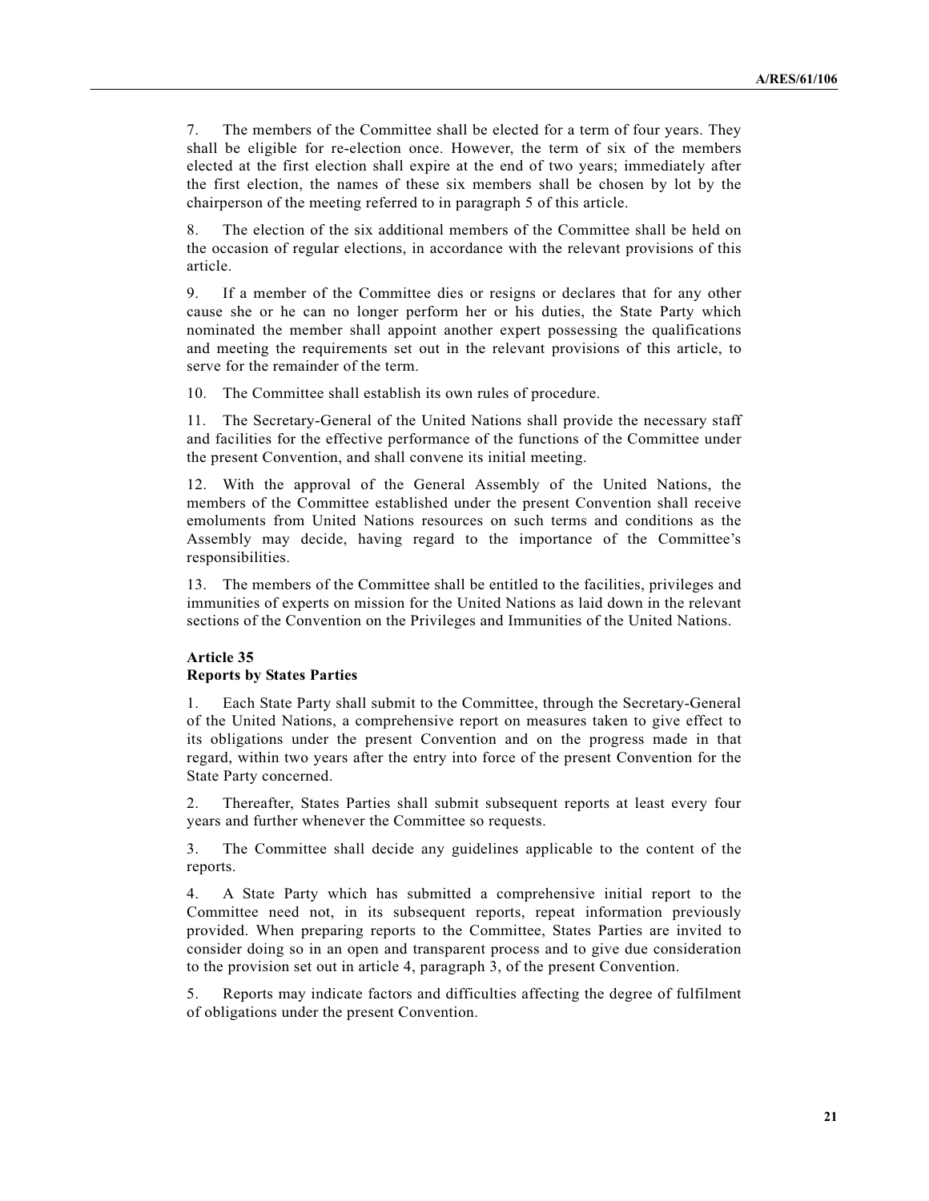7. The members of the Committee shall be elected for a term of four years. They shall be eligible for re-election once. However, the term of six of the members elected at the first election shall expire at the end of two years; immediately after the first election, the names of these six members shall be chosen by lot by the chairperson of the meeting referred to in paragraph 5 of this article.

8. The election of the six additional members of the Committee shall be held on the occasion of regular elections, in accordance with the relevant provisions of this article.

9. If a member of the Committee dies or resigns or declares that for any other cause she or he can no longer perform her or his duties, the State Party which nominated the member shall appoint another expert possessing the qualifications and meeting the requirements set out in the relevant provisions of this article, to serve for the remainder of the term.

10. The Committee shall establish its own rules of procedure.

11. The Secretary-General of the United Nations shall provide the necessary staff and facilities for the effective performance of the functions of the Committee under the present Convention, and shall convene its initial meeting.

12. With the approval of the General Assembly of the United Nations, the members of the Committee established under the present Convention shall receive emoluments from United Nations resources on such terms and conditions as the Assembly may decide, having regard to the importance of the Committee's responsibilities.

13. The members of the Committee shall be entitled to the facilities, privileges and immunities of experts on mission for the United Nations as laid down in the relevant sections of the Convention on the Privileges and Immunities of the United Nations.

**Article 35**
**Reports by States Parties**

1. Each State Party shall submit to the Committee, through the Secretary-General of the United Nations, a comprehensive report on measures taken to give effect to its obligations under the present Convention and on the progress made in that regard, within two years after the entry into force of the present Convention for the State Party concerned.

2. Thereafter, States Parties shall submit subsequent reports at least every four years and further whenever the Committee so requests.

3. The Committee shall decide any guidelines applicable to the content of the reports.

4. A State Party which has submitted a comprehensive initial report to the Committee need not, in its subsequent reports, repeat information previously provided. When preparing reports to the Committee, States Parties are invited to consider doing so in an open and transparent process and to give due consideration to the provision set out in article 4, paragraph 3, of the present Convention.

5. Reports may indicate factors and difficulties affecting the degree of fulfilment of obligations under the present Convention.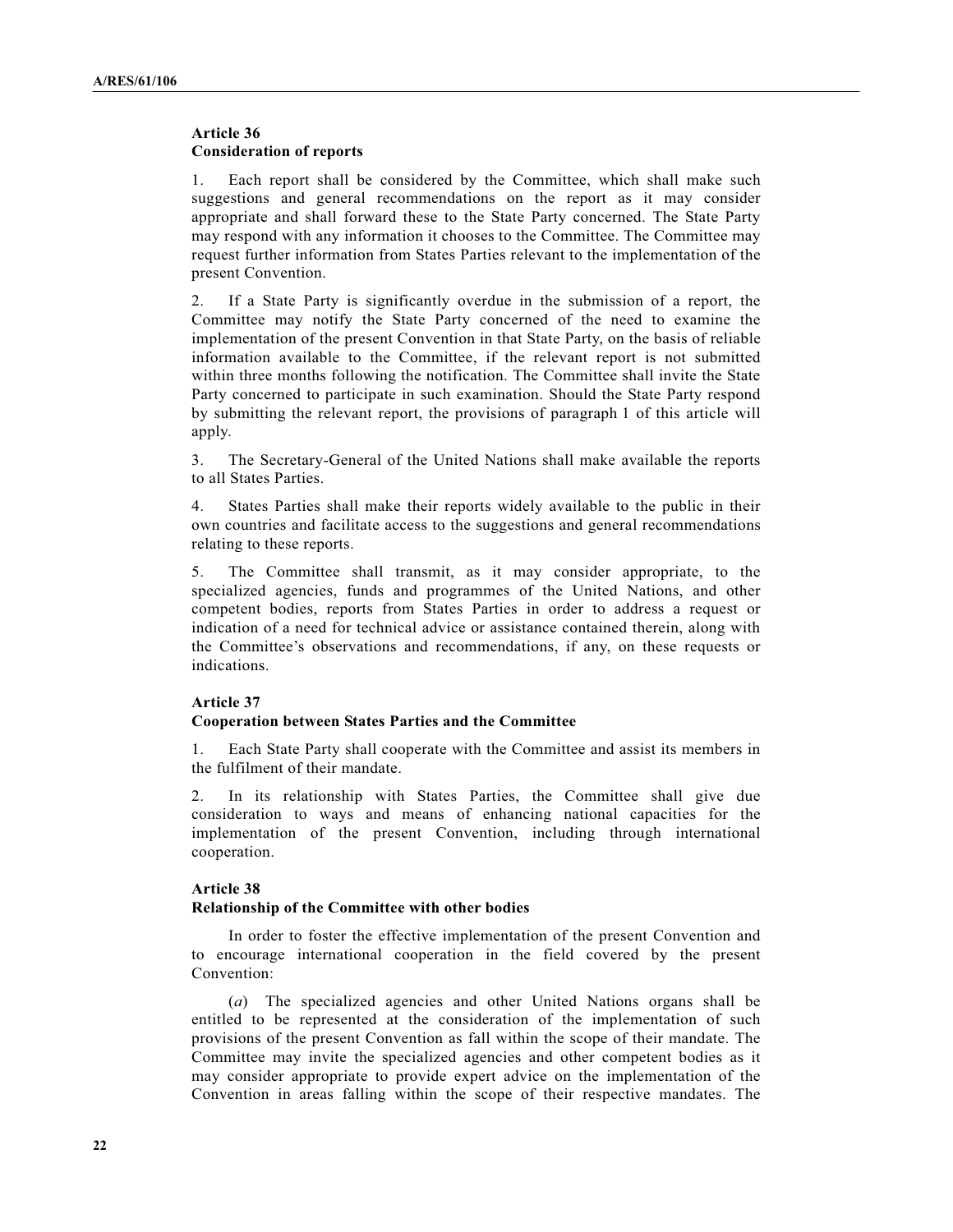**Article 36**
**Consideration of reports**

1. Each report shall be considered by the Committee, which shall make such suggestions and general recommendations on the report as it may consider appropriate and shall forward these to the State Party concerned. The State Party may respond with any information it chooses to the Committee. The Committee may request further information from States Parties relevant to the implementation of the present Convention.

2. If a State Party is significantly overdue in the submission of a report, the Committee may notify the State Party concerned of the need to examine the implementation of the present Convention in that State Party, on the basis of reliable information available to the Committee, if the relevant report is not submitted within three months following the notification. The Committee shall invite the State Party concerned to participate in such examination. Should the State Party respond by submitting the relevant report, the provisions of paragraph 1 of this article will apply.

3. The Secretary-General of the United Nations shall make available the reports to all States Parties.

4. States Parties shall make their reports widely available to the public in their own countries and facilitate access to the suggestions and general recommendations relating to these reports.

5. The Committee shall transmit, as it may consider appropriate, to the specialized agencies, funds and programmes of the United Nations, and other competent bodies, reports from States Parties in order to address a request or indication of a need for technical advice or assistance contained therein, along with the Committee's observations and recommendations, if any, on these requests or indications.

**Article 37**
**Cooperation between States Parties and the Committee**

1. Each State Party shall cooperate with the Committee and assist its members in the fulfilment of their mandate.

2. In its relationship with States Parties, the Committee shall give due consideration to ways and means of enhancing national capacities for the implementation of the present Convention, including through international cooperation.

**Article 38**
**Relationship of the Committee with other bodies**

In order to foster the effective implementation of the present Convention and to encourage international cooperation in the field covered by the present Convention:

(*a*) The specialized agencies and other United Nations organs shall be entitled to be represented at the consideration of the implementation of such provisions of the present Convention as fall within the scope of their mandate. The Committee may invite the specialized agencies and other competent bodies as it may consider appropriate to provide expert advice on the implementation of the Convention in areas falling within the scope of their respective mandates. The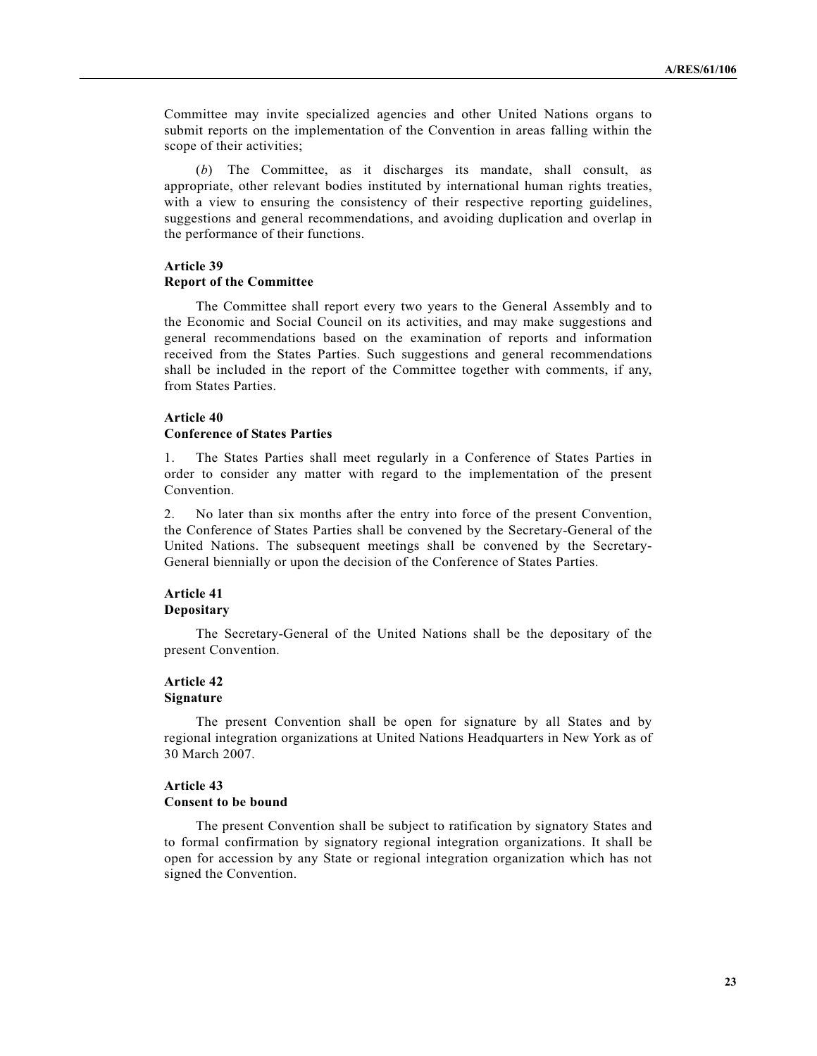Committee may invite specialized agencies and other United Nations organs to submit reports on the implementation of the Convention in areas falling within the scope of their activities;

(*b*) The Committee, as it discharges its mandate, shall consult, as appropriate, other relevant bodies instituted by international human rights treaties, with a view to ensuring the consistency of their respective reporting guidelines, suggestions and general recommendations, and avoiding duplication and overlap in the performance of their functions.

**Article 39**
**Report of the Committee**

The Committee shall report every two years to the General Assembly and to the Economic and Social Council on its activities, and may make suggestions and general recommendations based on the examination of reports and information received from the States Parties. Such suggestions and general recommendations shall be included in the report of the Committee together with comments, if any, from States Parties.

**Article 40**
**Conference of States Parties**

1. The States Parties shall meet regularly in a Conference of States Parties in order to consider any matter with regard to the implementation of the present Convention.

2. No later than six months after the entry into force of the present Convention, the Conference of States Parties shall be convened by the Secretary-General of the United Nations. The subsequent meetings shall be convened by the Secretary-General biennially or upon the decision of the Conference of States Parties.

**Article 41**
**Depositary**

The Secretary-General of the United Nations shall be the depositary of the present Convention.

**Article 42**
**Signature**

The present Convention shall be open for signature by all States and by regional integration organizations at United Nations Headquarters in New York as of 30 March 2007.

**Article 43**
**Consent to be bound**

The present Convention shall be subject to ratification by signatory States and to formal confirmation by signatory regional integration organizations. It shall be open for accession by any State or regional integration organization which has not signed the Convention.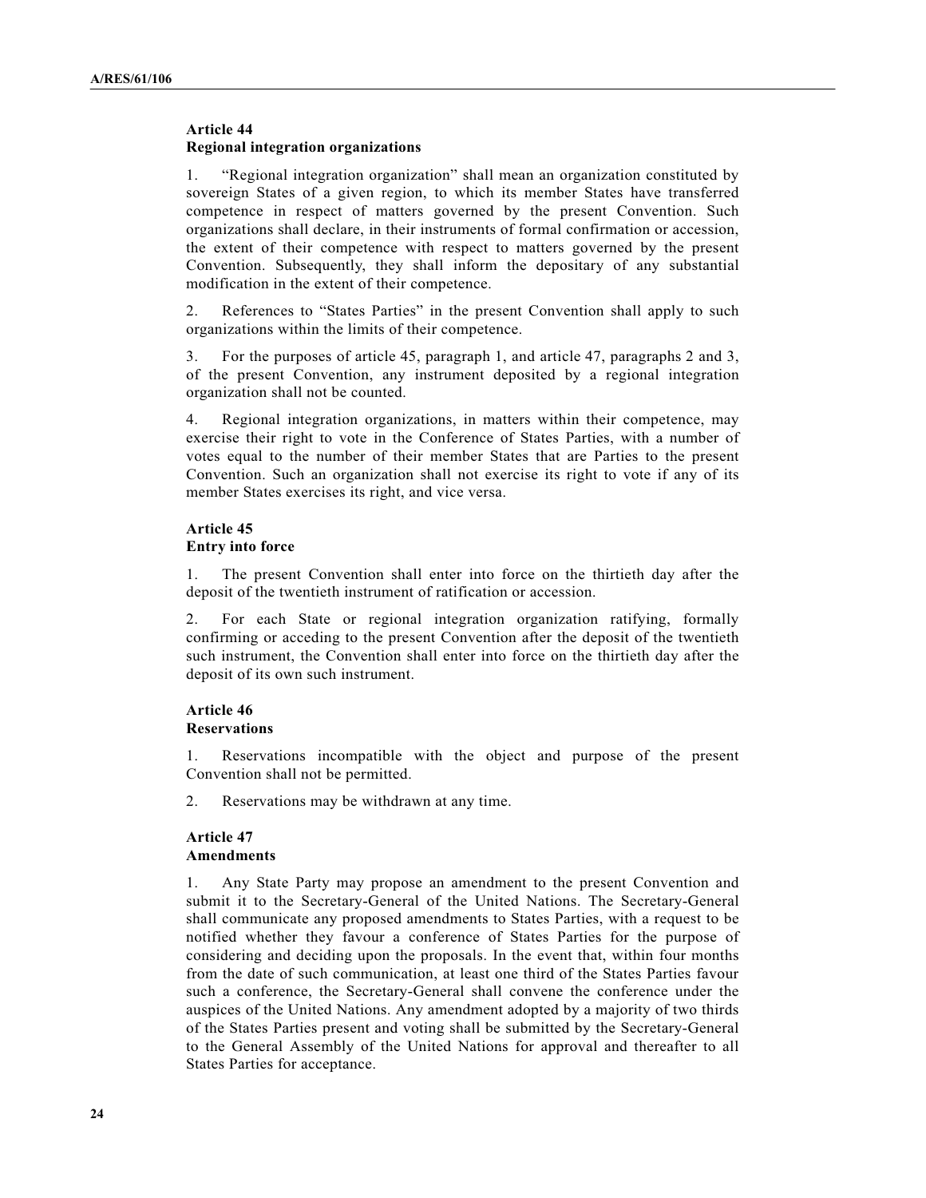### Article 44
### Regional integration organizations

1. "Regional integration organization" shall mean an organization constituted by sovereign States of a given region, to which its member States have transferred competence in respect of matters governed by the present Convention. Such organizations shall declare, in their instruments of formal confirmation or accession, the extent of their competence with respect to matters governed by the present Convention. Subsequently, they shall inform the depositary of any substantial modification in the extent of their competence.

2. References to "States Parties" in the present Convention shall apply to such organizations within the limits of their competence.

3. For the purposes of article 45, paragraph 1, and article 47, paragraphs 2 and 3, of the present Convention, any instrument deposited by a regional integration organization shall not be counted.

4. Regional integration organizations, in matters within their competence, may exercise their right to vote in the Conference of States Parties, with a number of votes equal to the number of their member States that are Parties to the present Convention. Such an organization shall not exercise its right to vote if any of its member States exercises its right, and vice versa.

### Article 45
### Entry into force

1. The present Convention shall enter into force on the thirtieth day after the deposit of the twentieth instrument of ratification or accession.

2. For each State or regional integration organization ratifying, formally confirming or acceding to the present Convention after the deposit of the twentieth such instrument, the Convention shall enter into force on the thirtieth day after the deposit of its own such instrument.

### Article 46
### Reservations

1. Reservations incompatible with the object and purpose of the present Convention shall not be permitted.

2. Reservations may be withdrawn at any time.

### Article 47
### Amendments

1. Any State Party may propose an amendment to the present Convention and submit it to the Secretary-General of the United Nations. The Secretary-General shall communicate any proposed amendments to States Parties, with a request to be notified whether they favour a conference of States Parties for the purpose of considering and deciding upon the proposals. In the event that, within four months from the date of such communication, at least one third of the States Parties favour such a conference, the Secretary-General shall convene the conference under the auspices of the United Nations. Any amendment adopted by a majority of two thirds of the States Parties present and voting shall be submitted by the Secretary-General to the General Assembly of the United Nations for approval and thereafter to all States Parties for acceptance.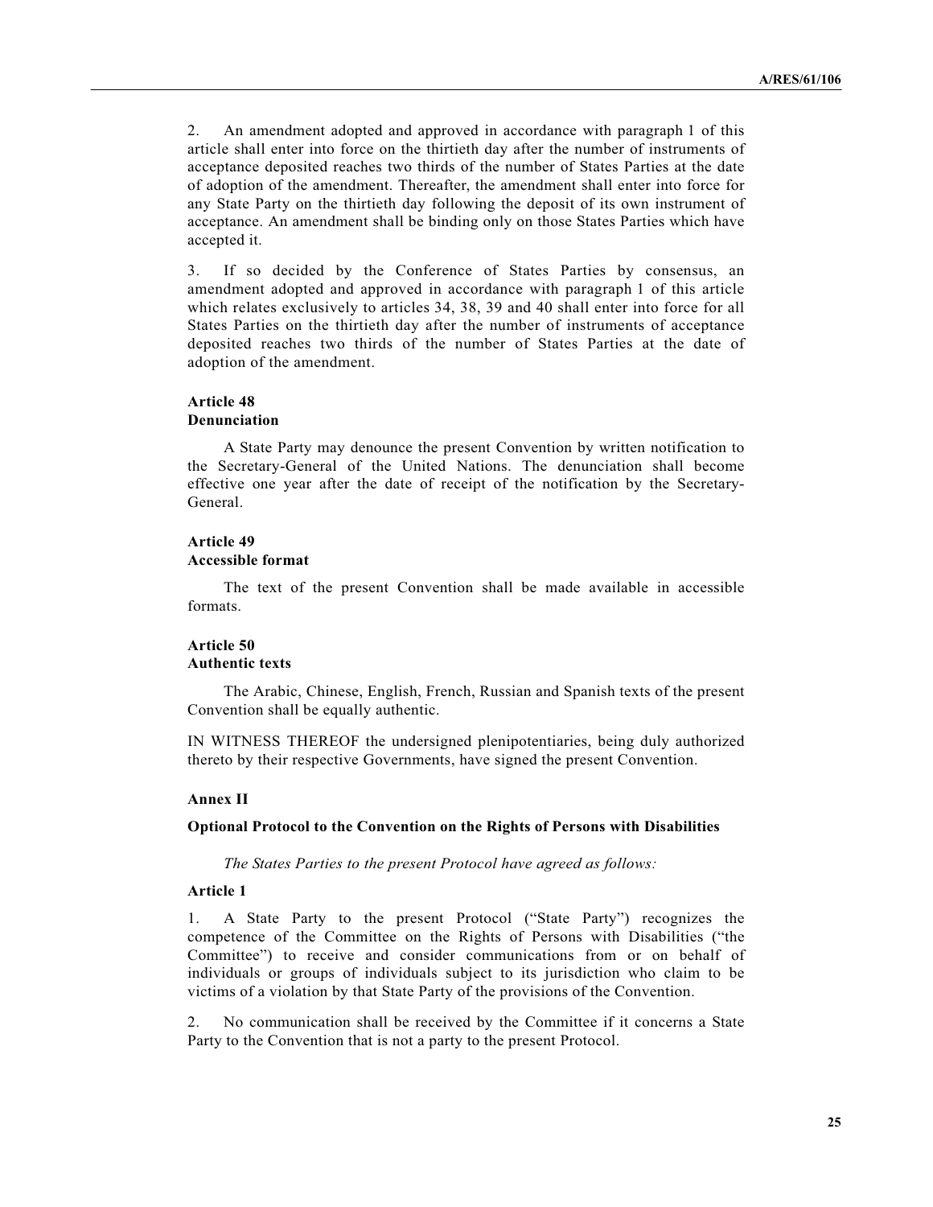2. An amendment adopted and approved in accordance with paragraph 1 of this article shall enter into force on the thirtieth day after the number of instruments of acceptance deposited reaches two thirds of the number of States Parties at the date of adoption of the amendment. Thereafter, the amendment shall enter into force for any State Party on the thirtieth day following the deposit of its own instrument of acceptance. An amendment shall be binding only on those States Parties which have accepted it.

3. If so decided by the Conference of States Parties by consensus, an amendment adopted and approved in accordance with paragraph 1 of this article which relates exclusively to articles 34, 38, 39 and 40 shall enter into force for all States Parties on the thirtieth day after the number of instruments of acceptance deposited reaches two thirds of the number of States Parties at the date of adoption of the amendment.

**Article 48**
**Denunciation**

A State Party may denounce the present Convention by written notification to the Secretary-General of the United Nations. The denunciation shall become effective one year after the date of receipt of the notification by the Secretary-General.

**Article 49**
**Accessible format**

The text of the present Convention shall be made available in accessible formats.

**Article 50**
**Authentic texts**

The Arabic, Chinese, English, French, Russian and Spanish texts of the present Convention shall be equally authentic.

IN WITNESS THEREOF the undersigned plenipotentiaries, being duly authorized thereto by their respective Governments, have signed the present Convention.

## Annex II

### Optional Protocol to the Convention on the Rights of Persons with Disabilities

*The States Parties to the present Protocol have agreed as follows:*

**Article 1**

1. A State Party to the present Protocol ("State Party") recognizes the competence of the Committee on the Rights of Persons with Disabilities ("the Committee") to receive and consider communications from or on behalf of individuals or groups of individuals subject to its jurisdiction who claim to be victims of a violation by that State Party of the provisions of the Convention.

2. No communication shall be received by the Committee if it concerns a State Party to the Convention that is not a party to the present Protocol.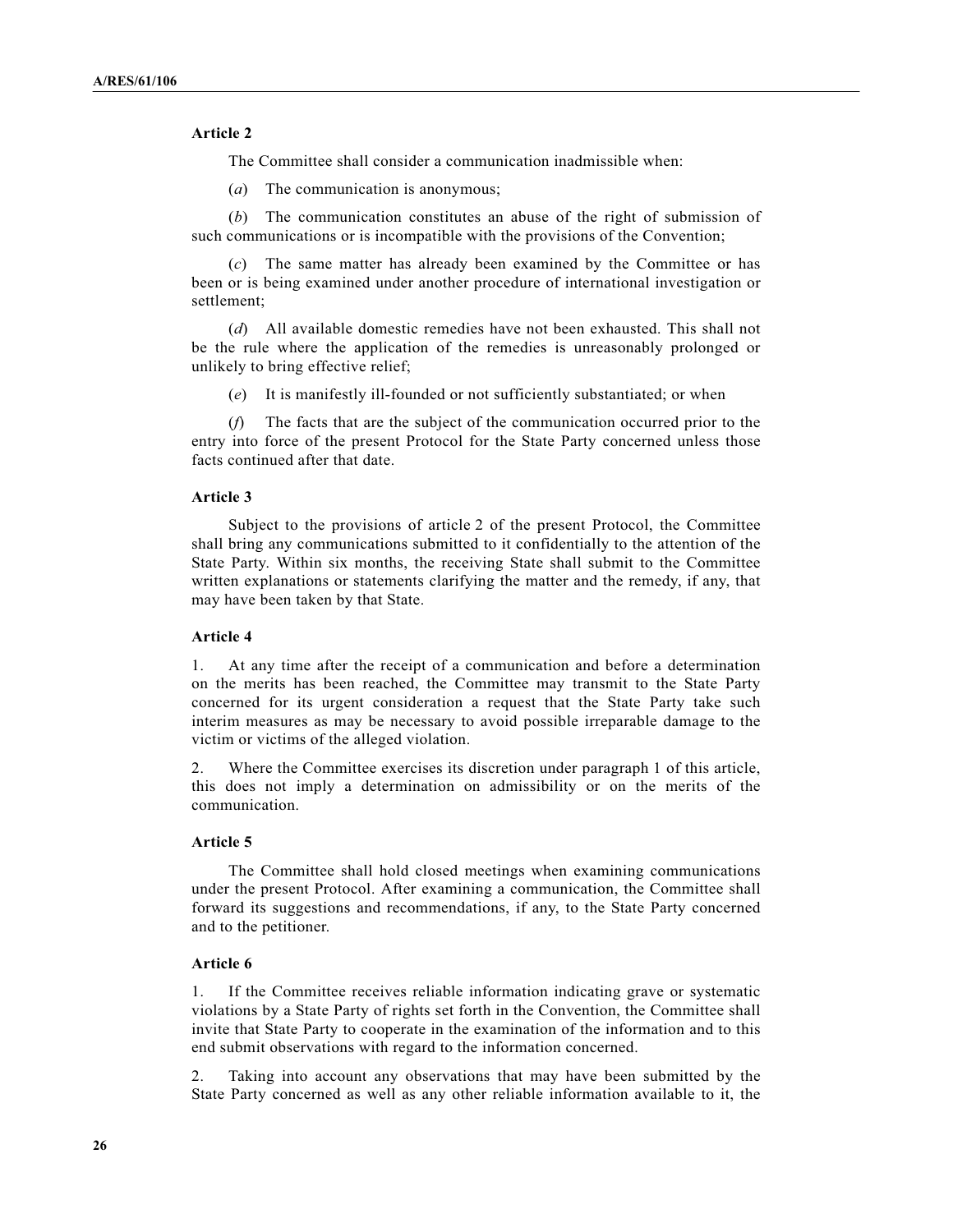**Article 2**

The Committee shall consider a communication inadmissible when:

(*a*) The communication is anonymous;

(*b*) The communication constitutes an abuse of the right of submission of such communications or is incompatible with the provisions of the Convention;

(*c*) The same matter has already been examined by the Committee or has been or is being examined under another procedure of international investigation or settlement;

(*d*) All available domestic remedies have not been exhausted. This shall not be the rule where the application of the remedies is unreasonably prolonged or unlikely to bring effective relief;

(*e*) It is manifestly ill-founded or not sufficiently substantiated; or when

(*f*) The facts that are the subject of the communication occurred prior to the entry into force of the present Protocol for the State Party concerned unless those facts continued after that date.

**Article 3**

Subject to the provisions of article 2 of the present Protocol, the Committee shall bring any communications submitted to it confidentially to the attention of the State Party. Within six months, the receiving State shall submit to the Committee written explanations or statements clarifying the matter and the remedy, if any, that may have been taken by that State.

**Article 4**

1. At any time after the receipt of a communication and before a determination on the merits has been reached, the Committee may transmit to the State Party concerned for its urgent consideration a request that the State Party take such interim measures as may be necessary to avoid possible irreparable damage to the victim or victims of the alleged violation.

2. Where the Committee exercises its discretion under paragraph 1 of this article, this does not imply a determination on admissibility or on the merits of the communication.

**Article 5**

The Committee shall hold closed meetings when examining communications under the present Protocol. After examining a communication, the Committee shall forward its suggestions and recommendations, if any, to the State Party concerned and to the petitioner.

**Article 6**

1. If the Committee receives reliable information indicating grave or systematic violations by a State Party of rights set forth in the Convention, the Committee shall invite that State Party to cooperate in the examination of the information and to this end submit observations with regard to the information concerned.

2. Taking into account any observations that may have been submitted by the State Party concerned as well as any other reliable information available to it, the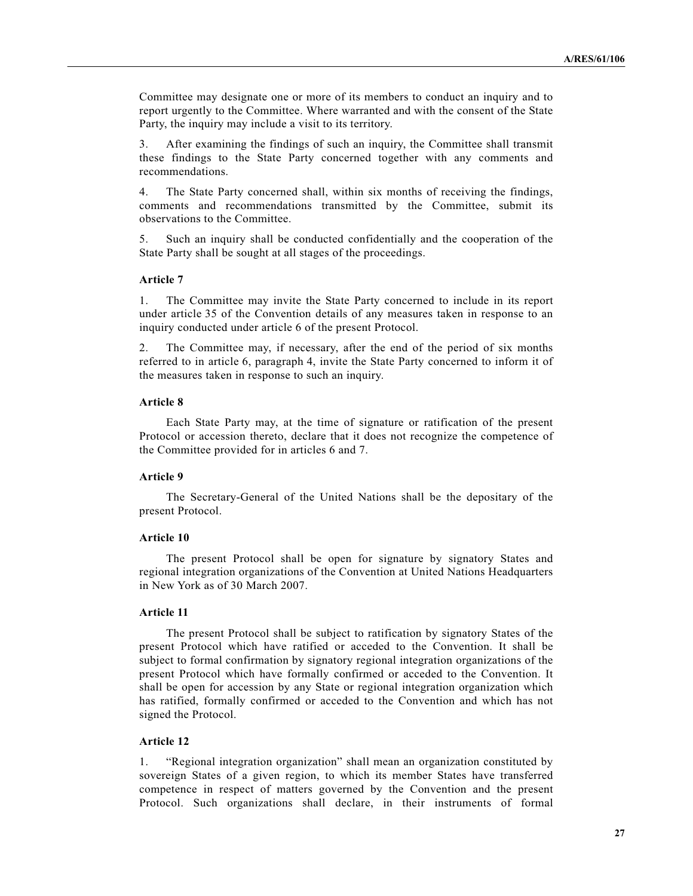Committee may designate one or more of its members to conduct an inquiry and to report urgently to the Committee. Where warranted and with the consent of the State Party, the inquiry may include a visit to its territory.

3. After examining the findings of such an inquiry, the Committee shall transmit these findings to the State Party concerned together with any comments and recommendations.

4. The State Party concerned shall, within six months of receiving the findings, comments and recommendations transmitted by the Committee, submit its observations to the Committee.

5. Such an inquiry shall be conducted confidentially and the cooperation of the State Party shall be sought at all stages of the proceedings.

**Article 7**

1. The Committee may invite the State Party concerned to include in its report under article 35 of the Convention details of any measures taken in response to an inquiry conducted under article 6 of the present Protocol.

2. The Committee may, if necessary, after the end of the period of six months referred to in article 6, paragraph 4, invite the State Party concerned to inform it of the measures taken in response to such an inquiry.

**Article 8**

Each State Party may, at the time of signature or ratification of the present Protocol or accession thereto, declare that it does not recognize the competence of the Committee provided for in articles 6 and 7.

**Article 9**

The Secretary-General of the United Nations shall be the depositary of the present Protocol.

**Article 10**

The present Protocol shall be open for signature by signatory States and regional integration organizations of the Convention at United Nations Headquarters in New York as of 30 March 2007.

**Article 11**

The present Protocol shall be subject to ratification by signatory States of the present Protocol which have ratified or acceded to the Convention. It shall be subject to formal confirmation by signatory regional integration organizations of the present Protocol which have formally confirmed or acceded to the Convention. It shall be open for accession by any State or regional integration organization which has ratified, formally confirmed or acceded to the Convention and which has not signed the Protocol.

**Article 12**

1. "Regional integration organization" shall mean an organization constituted by sovereign States of a given region, to which its member States have transferred competence in respect of matters governed by the Convention and the present Protocol. Such organizations shall declare, in their instruments of formal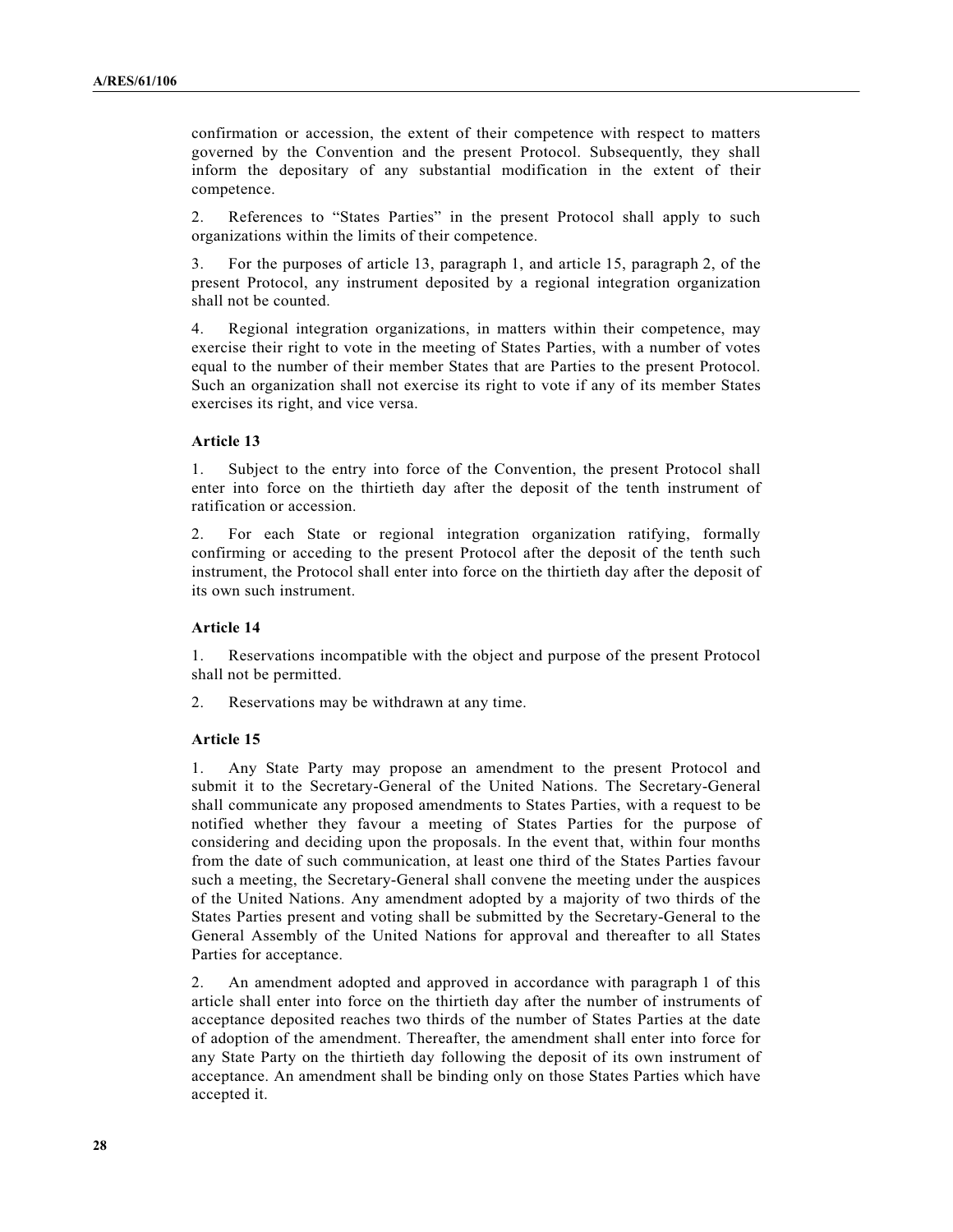confirmation or accession, the extent of their competence with respect to matters governed by the Convention and the present Protocol. Subsequently, they shall inform the depositary of any substantial modification in the extent of their competence.

2. References to "States Parties" in the present Protocol shall apply to such organizations within the limits of their competence.

3. For the purposes of article 13, paragraph 1, and article 15, paragraph 2, of the present Protocol, any instrument deposited by a regional integration organization shall not be counted.

4. Regional integration organizations, in matters within their competence, may exercise their right to vote in the meeting of States Parties, with a number of votes equal to the number of their member States that are Parties to the present Protocol. Such an organization shall not exercise its right to vote if any of its member States exercises its right, and vice versa.

**Article 13**

1. Subject to the entry into force of the Convention, the present Protocol shall enter into force on the thirtieth day after the deposit of the tenth instrument of ratification or accession.

2. For each State or regional integration organization ratifying, formally confirming or acceding to the present Protocol after the deposit of the tenth such instrument, the Protocol shall enter into force on the thirtieth day after the deposit of its own such instrument.

**Article 14**

1. Reservations incompatible with the object and purpose of the present Protocol shall not be permitted.

2. Reservations may be withdrawn at any time.

**Article 15**

1. Any State Party may propose an amendment to the present Protocol and submit it to the Secretary-General of the United Nations. The Secretary-General shall communicate any proposed amendments to States Parties, with a request to be notified whether they favour a meeting of States Parties for the purpose of considering and deciding upon the proposals. In the event that, within four months from the date of such communication, at least one third of the States Parties favour such a meeting, the Secretary-General shall convene the meeting under the auspices of the United Nations. Any amendment adopted by a majority of two thirds of the States Parties present and voting shall be submitted by the Secretary-General to the General Assembly of the United Nations for approval and thereafter to all States Parties for acceptance.

2. An amendment adopted and approved in accordance with paragraph 1 of this article shall enter into force on the thirtieth day after the number of instruments of acceptance deposited reaches two thirds of the number of States Parties at the date of adoption of the amendment. Thereafter, the amendment shall enter into force for any State Party on the thirtieth day following the deposit of its own instrument of acceptance. An amendment shall be binding only on those States Parties which have accepted it.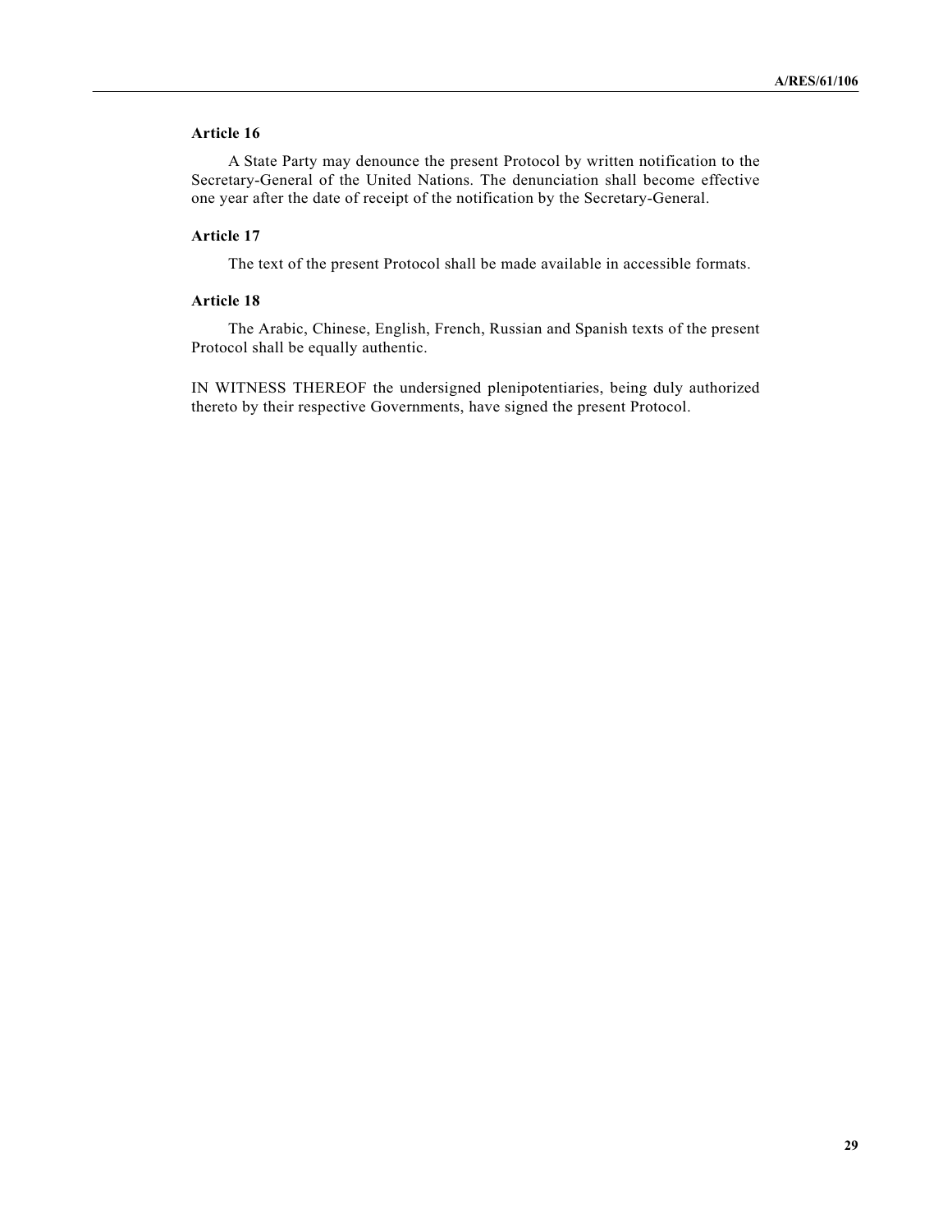### Article 16

A State Party may denounce the present Protocol by written notification to the Secretary-General of the United Nations. The denunciation shall become effective one year after the date of receipt of the notification by the Secretary-General.

### Article 17

The text of the present Protocol shall be made available in accessible formats.

### Article 18

The Arabic, Chinese, English, French, Russian and Spanish texts of the present Protocol shall be equally authentic.

IN WITNESS THEREOF the undersigned plenipotentiaries, being duly authorized thereto by their respective Governments, have signed the present Protocol.